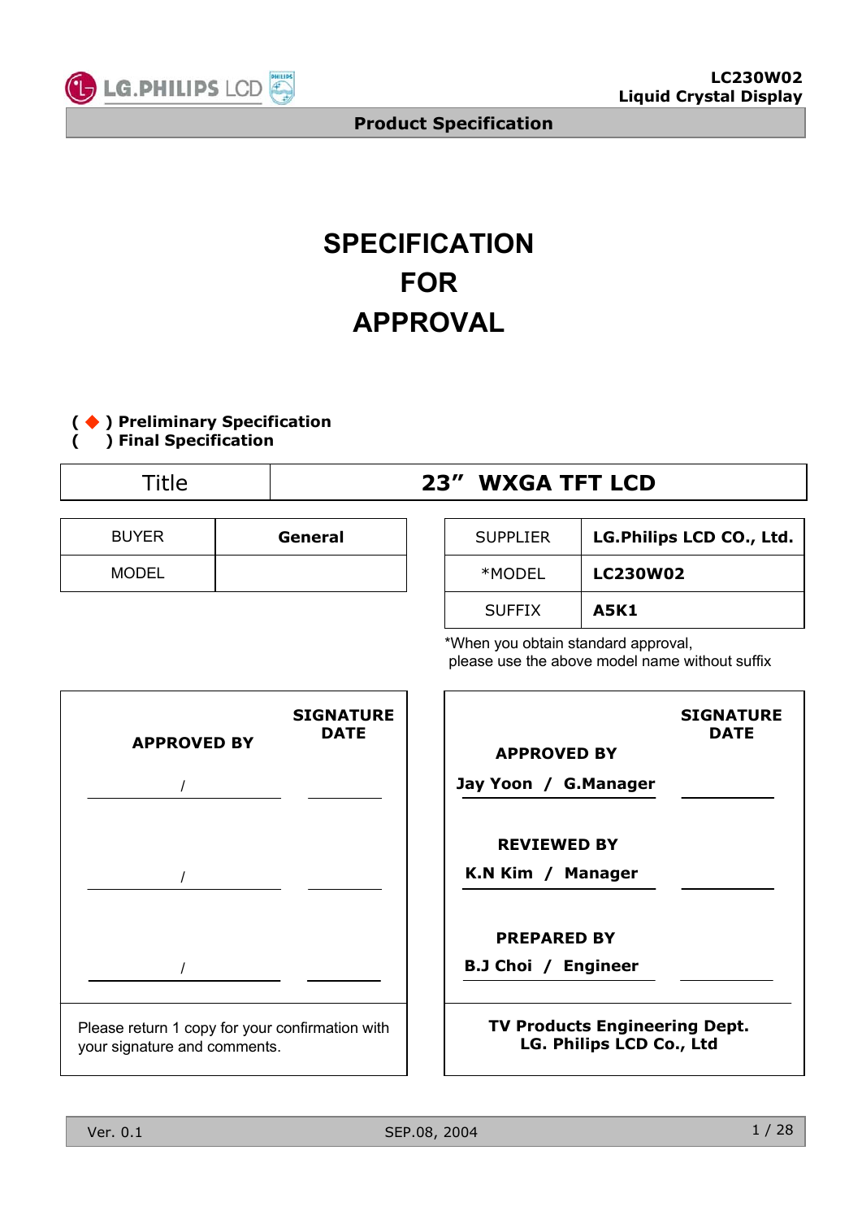# SPECIFICATION FOR APPROVAL

( ◆ ) **Preliminary Specification**
(   ) **Final Specification**

| Title | 23" WXGA TFT LCD |
|---|---|

| BUYER | General |
|---|---|
| MODEL | |

| SUPPLIER | LG.Philips LCD CO., Ltd. |
|---|---|
| *MODEL | LC230W02 |
| SUFFIX | A5K1 |

*When you obtain standard approval, please use the above model name without suffix

| APPROVED BY | SIGNATURE DATE |
|---|---|
| / | |
| / | |
| / | |

Please return 1 copy for your confirmation with your signature and comments.

| | SIGNATURE DATE |
|---|---|
| **APPROVED BY** | |
| Jay Yoon / G.Manager | |
| **REVIEWED BY** | |
| K.N Kim / Manager | |
| **PREPARED BY** | |
| B.J Choi / Engineer | |

**TV Products Engineering Dept.**
**LG. Philips LCD Co., Ltd**

Ver. 0.1 SEP.08, 2004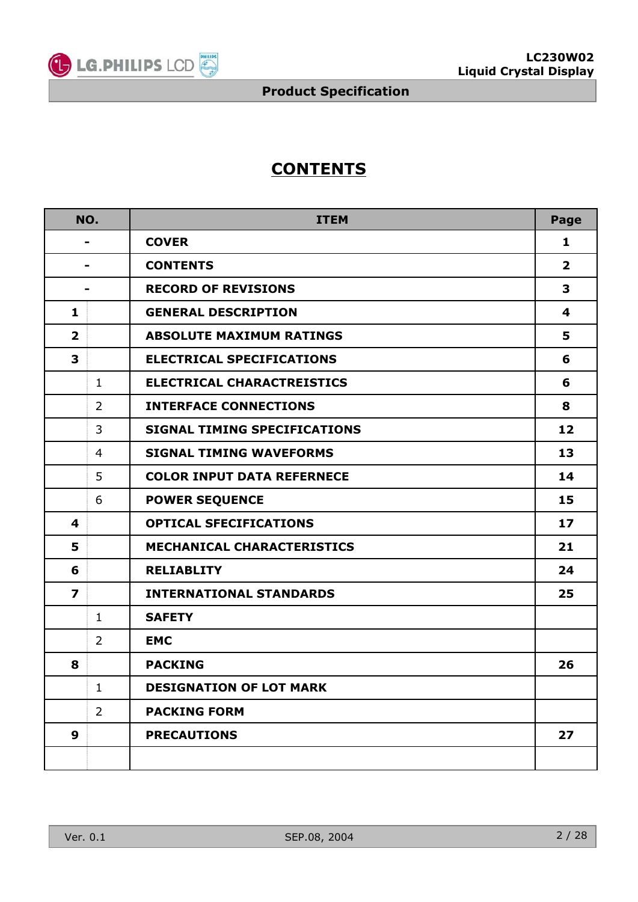# CONTENTS

| NO. | | ITEM | Page |
|---|---|---|---|
| - | | COVER | 1 |
| - | | CONTENTS | 2 |
| - | | RECORD OF REVISIONS | 3 |
| 1 | | GENERAL DESCRIPTION | 4 |
| 2 | | ABSOLUTE MAXIMUM RATINGS | 5 |
| 3 | | ELECTRICAL SPECIFICATIONS | 6 |
| | 1 | ELECTRICAL CHARACTREISTICS | 6 |
| | 2 | INTERFACE CONNECTIONS | 8 |
| | 3 | SIGNAL TIMING SPECIFICATIONS | 12 |
| | 4 | SIGNAL TIMING WAVEFORMS | 13 |
| | 5 | COLOR INPUT DATA REFERNECE | 14 |
| | 6 | POWER SEQUENCE | 15 |
| 4 | | OPTICAL SFECIFICATIONS | 17 |
| 5 | | MECHANICAL CHARACTERISTICS | 21 |
| 6 | | RELIABLITY | 24 |
| 7 | | INTERNATIONAL STANDARDS | 25 |
| | 1 | SAFETY | |
| | 2 | EMC | |
| 8 | | PACKING | 26 |
| | 1 | DESIGNATION OF LOT MARK | |
| | 2 | PACKING FORM | |
| 9 | | PRECAUTIONS | 27 |
| | | | |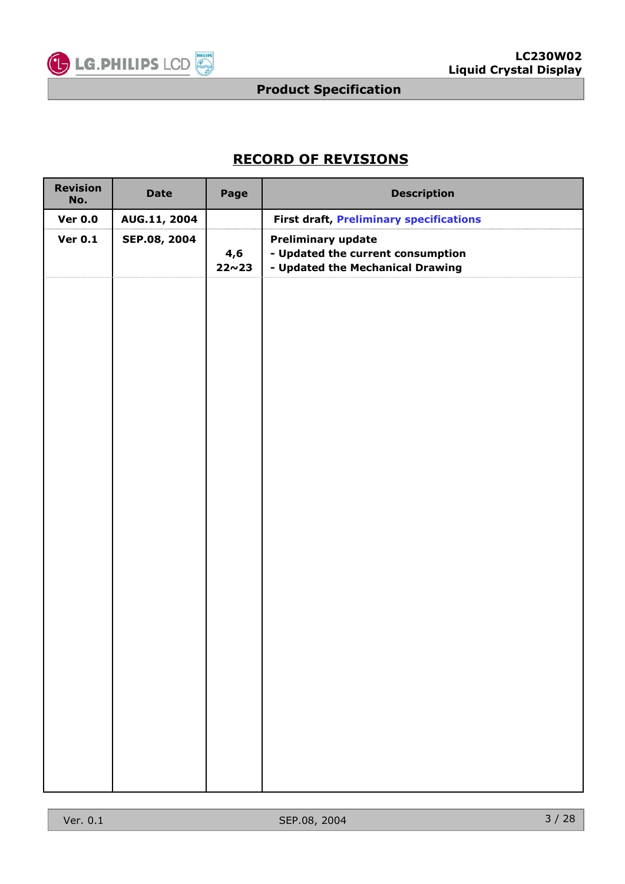## RECORD OF REVISIONS

| Revision No. | Date | Page | Description |
|---|---|---|---|
| Ver 0.0 | AUG.11, 2004 | | First draft, Preliminary specifications |
| Ver 0.1 | SEP.08, 2004 | <br>4,6<br>22~23 | Preliminary update<br>- Updated the current consumption<br>- Updated the Mechanical Drawing |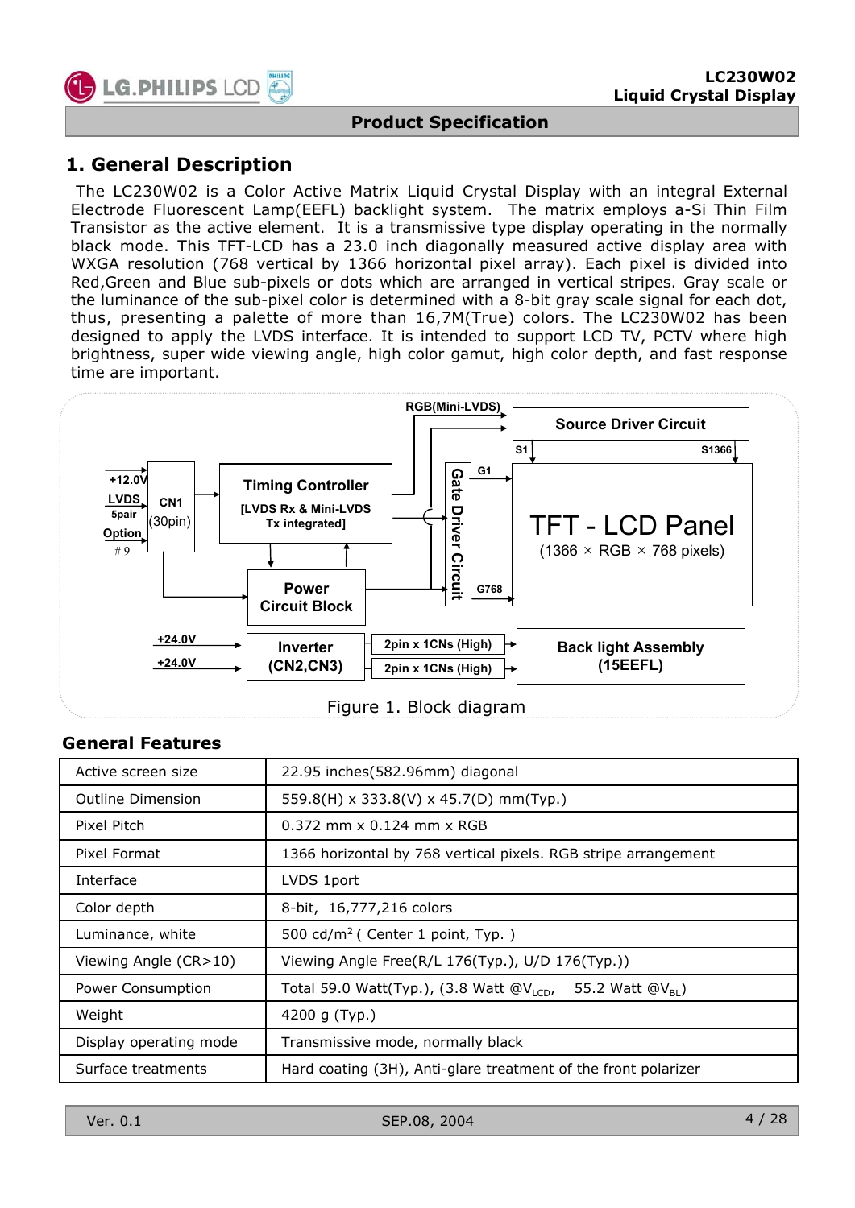## 1. General Description

The LC230W02 is a Color Active Matrix Liquid Crystal Display with an integral External Electrode Fluorescent Lamp(EEFL) backlight system. The matrix employs a-Si Thin Film Transistor as the active element. It is a transmissive type display operating in the normally black mode. This TFT-LCD has a 23.0 inch diagonally measured active display area with WXGA resolution (768 vertical by 1366 horizontal pixel array). Each pixel is divided into Red,Green and Blue sub-pixels or dots which are arranged in vertical stripes. Gray scale or the luminance of the sub-pixel color is determined with a 8-bit gray scale signal for each dot, thus, presenting a palette of more than 16,7M(True) colors. The LC230W02 has been designed to apply the LVDS interface. It is intended to support LCD TV, PCTV where high brightness, super wide viewing angle, high color gamut, high color depth, and fast response time are important.

Figure 1. Block diagram

### General Features

| Active screen size | 22.95 inches(582.96mm) diagonal |
|---|---|
| Outline Dimension | 559.8(H) x 333.8(V) x 45.7(D) mm(Typ.) |
| Pixel Pitch | 0.372 mm x 0.124 mm x RGB |
| Pixel Format | 1366 horizontal by 768 vertical pixels. RGB stripe arrangement |
| Interface | LVDS 1port |
| Color depth | 8-bit, 16,777,216 colors |
| Luminance, white | 500 cd/m$^2$ ( Center 1 point, Typ. ) |
| Viewing Angle (CR>10) | Viewing Angle Free(R/L 176(Typ.), U/D 176(Typ.)) |
| Power Consumption | Total 59.0 Watt(Typ.), (3.8 Watt @$V_{LCD}$, 55.2 Watt @$V_{BL}$) |
| Weight | 4200 g (Typ.) |
| Display operating mode | Transmissive mode, normally black |
| Surface treatments | Hard coating (3H), Anti-glare treatment of the front polarizer |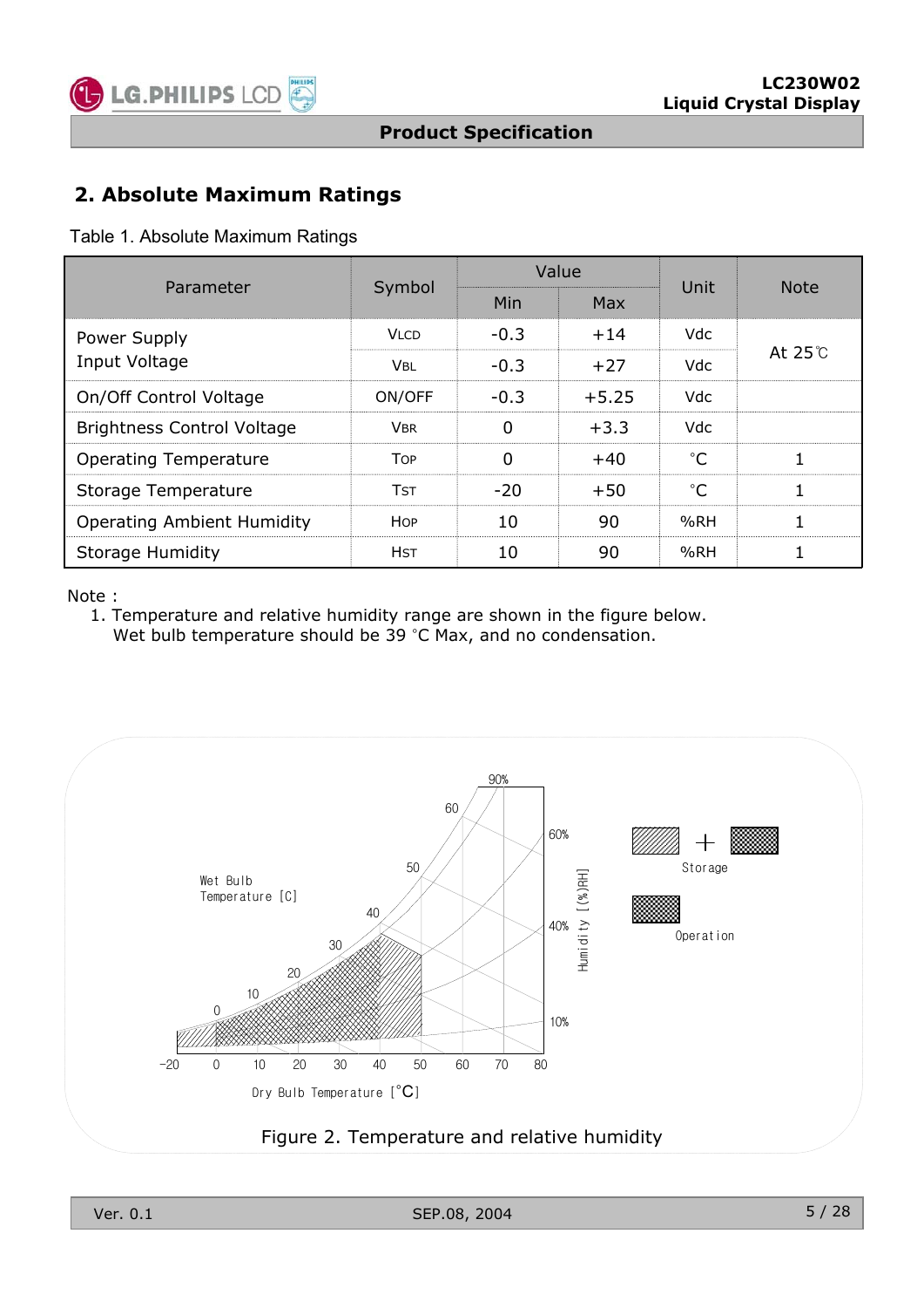## 2. Absolute Maximum Ratings

Table 1. Absolute Maximum Ratings

| Parameter | Symbol | Value | | Unit | Note |
|---|---|---|---|---|---|
| | | Min | Max | | |
| Power Supply Input Voltage | VLCD | -0.3 | +14 | Vdc | At 25℃ |
| | VBL | -0.3 | +27 | Vdc | |
| On/Off Control Voltage | ON/OFF | -0.3 | +5.25 | Vdc | |
| Brightness Control Voltage | VBR | 0 | +3.3 | Vdc | |
| Operating Temperature | TOP | 0 | +40 | °C | 1 |
| Storage Temperature | TST | -20 | +50 | °C | 1 |
| Operating Ambient Humidity | HOP | 10 | 90 | %RH | 1 |
| Storage Humidity | HST | 10 | 90 | %RH | 1 |

Note :

1. Temperature and relative humidity range are shown in the figure below.
   Wet bulb temperature should be 39 °C Max, and no condensation.

Figure 2. Temperature and relative humidity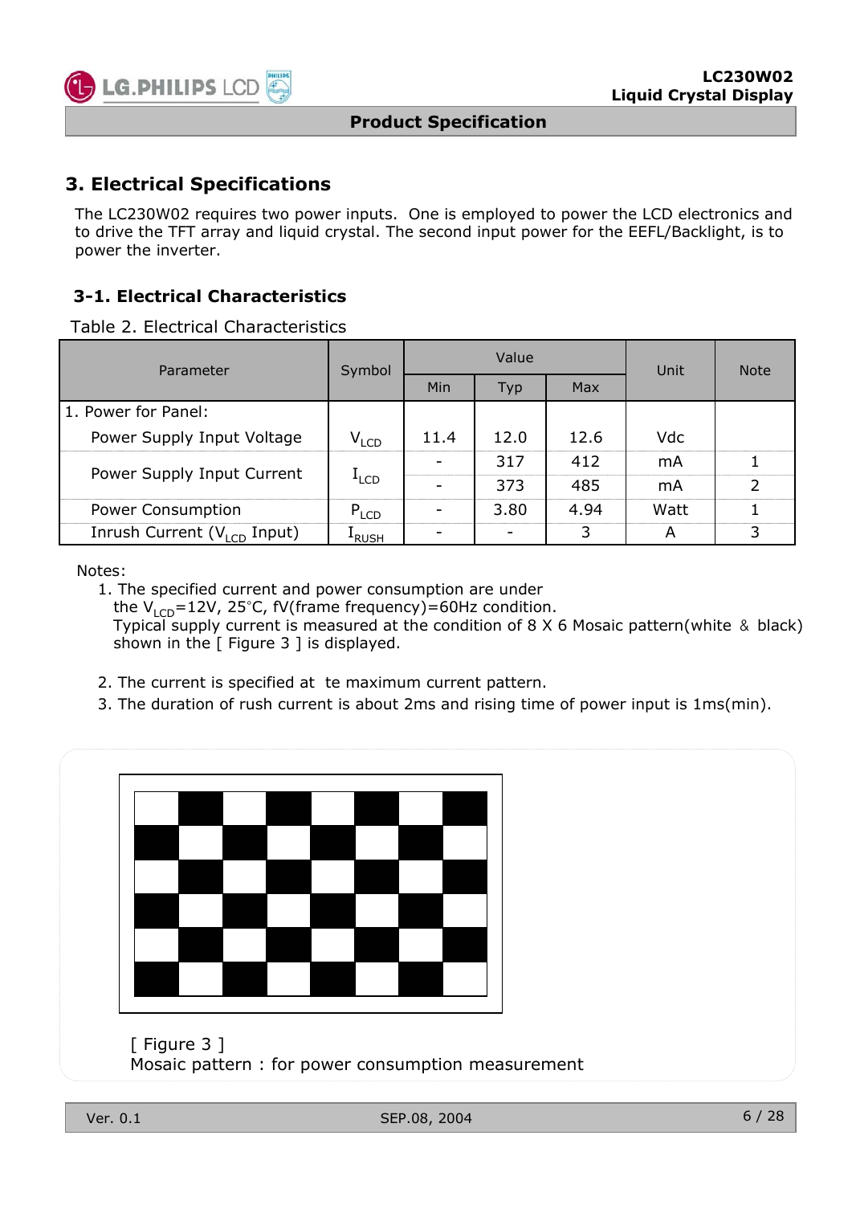## 3. Electrical Specifications

The LC230W02 requires two power inputs. One is employed to power the LCD electronics and to drive the TFT array and liquid crystal. The second input power for the EEFL/Backlight, is to power the inverter.

### 3-1. Electrical Characteristics

Table 2. Electrical Characteristics

| Parameter | Symbol | Value | | | Unit | Note |
|---|---|---|---|---|---|---|
| | | Min | Typ | Max | | |
| 1. Power for Panel: | | | | | | |
| Power Supply Input Voltage | $V_{LCD}$ | 11.4 | 12.0 | 12.6 | Vdc | |
| Power Supply Input Current | $I_{LCD}$ | - | 317 | 412 | mA | 1 |
| | | - | 373 | 485 | mA | 2 |
| Power Consumption | $P_{LCD}$ | - | 3.80 | 4.94 | Watt | 1 |
| Inrush Current ($V_{LCD}$ Input) | $I_{RUSH}$ | - | - | 3 | A | 3 |

Notes:

1. The specified current and power consumption are under the $V_{LCD}$=12V, 25°C, fV(frame frequency)=60Hz condition.
   Typical supply current is measured at the condition of 8 X 6 Mosaic pattern(white ＆ black) shown in the [ Figure 3 ] is displayed.
2. The current is specified at te maximum current pattern.
3. The duration of rush current is about 2ms and rising time of power input is 1ms(min).

[ Figure 3 ]
Mosaic pattern : for power consumption measurement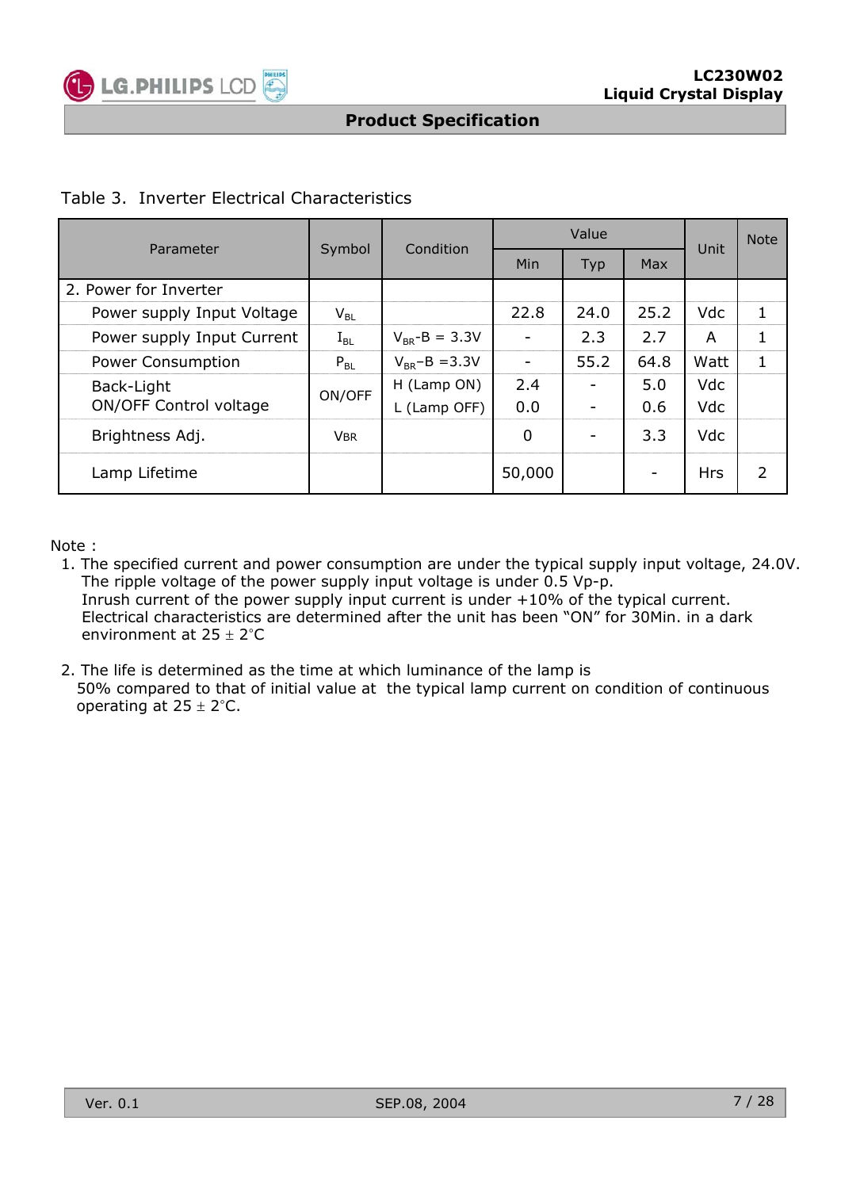Table 3. Inverter Electrical Characteristics

| Parameter | Symbol | Condition | Value | | | Unit | Note |
|---|---|---|---|---|---|---|---|
| | | | Min | Typ | Max | | |
| 2. Power for Inverter | | | | | | | |
| Power supply Input Voltage | $V_{BL}$ | | 22.8 | 24.0 | 25.2 | Vdc | 1 |
| Power supply Input Current | $I_{BL}$ | $V_{BR}$-B = 3.3V | - | 2.3 | 2.7 | A | 1 |
| Power Consumption | $P_{BL}$ | $V_{BR}$-B =3.3V | - | 55.2 | 64.8 | Watt | 1 |
| Back-Light ON/OFF Control voltage | ON/OFF | H (Lamp ON) | 2.4 | - | 5.0 | Vdc | |
| | | L (Lamp OFF) | 0.0 | - | 0.6 | Vdc | |
| Brightness Adj. | VBR | | 0 | - | 3.3 | Vdc | |
| Lamp Lifetime | | | 50,000 | | - | Hrs | 2 |

Note :

1. The specified current and power consumption are under the typical supply input voltage, 24.0V.
   The ripple voltage of the power supply input voltage is under 0.5 Vp-p.
   Inrush current of the power supply input current is under +10% of the typical current.
   Electrical characteristics are determined after the unit has been “ON” for 30Min. in a dark environment at 25 ± 2°C

2. The life is determined as the time at which luminance of the lamp is 50% compared to that of initial value at the typical lamp current on condition of continuous operating at 25 ± 2°C.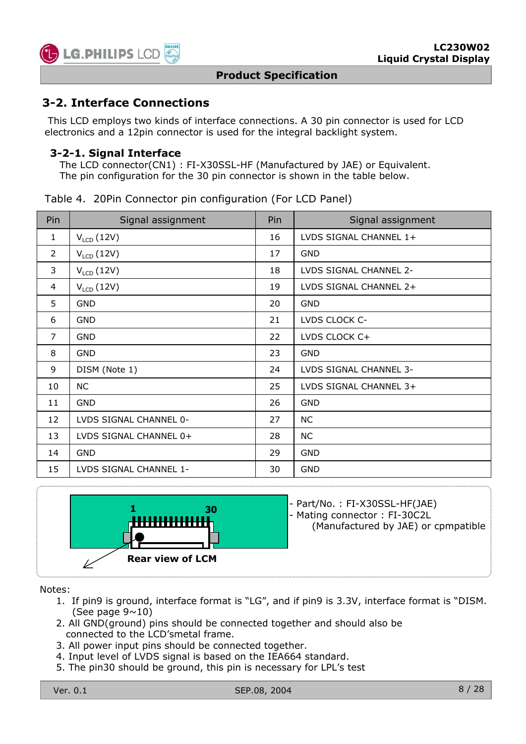## 3-2. Interface Connections

This LCD employs two kinds of interface connections. A 30 pin connector is used for LCD electronics and a 12pin connector is used for the integral backlight system.

### 3-2-1. Signal Interface

The LCD connector(CN1) : FI-X30SSL-HF (Manufactured by JAE) or Equivalent.
The pin configuration for the 30 pin connector is shown in the table below.

Table 4. 20Pin Connector pin configuration (For LCD Panel)

| Pin | Signal assignment | Pin | Signal assignment |
|---|---|---|---|
| 1 | $V_{LCD}$ (12V) | 16 | LVDS SIGNAL CHANNEL 1+ |
| 2 | $V_{LCD}$ (12V) | 17 | GND |
| 3 | $V_{LCD}$ (12V) | 18 | LVDS SIGNAL CHANNEL 2- |
| 4 | $V_{LCD}$ (12V) | 19 | LVDS SIGNAL CHANNEL 2+ |
| 5 | GND | 20 | GND |
| 6 | GND | 21 | LVDS CLOCK C- |
| 7 | GND | 22 | LVDS CLOCK C+ |
| 8 | GND | 23 | GND |
| 9 | DISM (Note 1) | 24 | LVDS SIGNAL CHANNEL 3- |
| 10 | NC | 25 | LVDS SIGNAL CHANNEL 3+ |
| 11 | GND | 26 | GND |
| 12 | LVDS SIGNAL CHANNEL 0- | 27 | NC |
| 13 | LVDS SIGNAL CHANNEL 0+ | 28 | NC |
| 14 | GND | 29 | GND |
| 15 | LVDS SIGNAL CHANNEL 1- | 30 | GND |

1 30

Rear view of LCM

- Part/No. : FI-X30SSL-HF(JAE)
- Mating connector : FI-30C2L
  (Manufactured by JAE) or cpmpatible

Notes:

1. If pin9 is ground, interface format is "LG", and if pin9 is 3.3V, interface format is "DISM. (See page 9~10)
2. All GND(ground) pins should be connected together and should also be connected to the LCD'smetal frame.
3. All power input pins should be connected together.
4. Input level of LVDS signal is based on the IEA664 standard.
5. The pin30 should be ground, this pin is necessary for LPL's test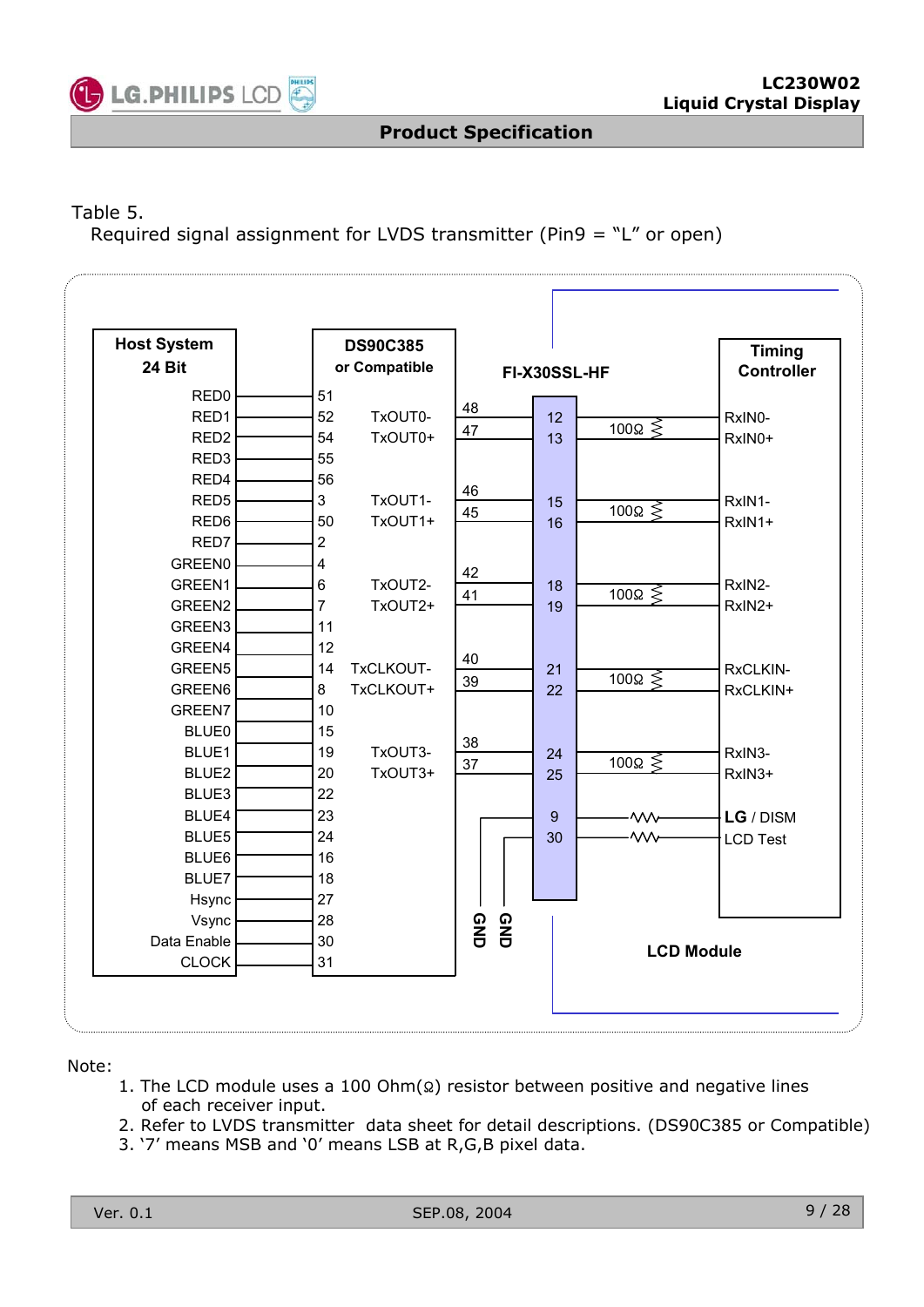Table 5.

Required signal assignment for LVDS transmitter (Pin9 = "L" or open)

**Host System 24 Bit → DS90C385 or Compatible**

| Host System 24 Bit | DS90C385 Pin |
|---|---|
| RED0 | 51 |
| RED1 | 52 |
| RED2 | 54 |
| RED3 | 55 |
| RED4 | 56 |
| RED5 | 3 |
| RED6 | 50 |
| RED7 | 2 |
| GREEN0 | 4 |
| GREEN1 | 6 |
| GREEN2 | 7 |
| GREEN3 | 11 |
| GREEN4 | 12 |
| GREEN5 | 14 |
| GREEN6 | 8 |
| GREEN7 | 10 |
| BLUE0 | 15 |
| BLUE1 | 19 |
| BLUE2 | 20 |
| BLUE3 | 22 |
| BLUE4 | 23 |
| BLUE5 | 24 |
| BLUE6 | 16 |
| BLUE7 | 18 |
| Hsync | 27 |
| Vsync | 28 |
| Data Enable | 30 |
| CLOCK | 31 |

**DS90C385 → FI-X30SSL-HF → Timing Controller (LCD Module)**

| DS90C385 Output | DS90C385 Pin | FI-X30SSL-HF Pin | Termination | Timing Controller |
|---|---|---|---|---|
| TxOUT0- | 48 | 12 | 100Ω | RxIN0- |
| TxOUT0+ | 47 | 13 | | RxIN0+ |
| TxOUT1- | 46 | 15 | 100Ω | RxIN1- |
| TxOUT1+ | 45 | 16 | | RxIN1+ |
| TxOUT2- | 42 | 18 | 100Ω | RxIN2- |
| TxOUT2+ | 41 | 19 | | RxIN2+ |
| TxCLKOUT- | 40 | 21 | 100Ω | RxCLKIN- |
| TxCLKOUT+ | 39 | 22 | | RxCLKIN+ |
| TxOUT3- | 38 | 24 | 100Ω | RxIN3- |
| TxOUT3+ | 37 | 25 | | RxIN3+ |
| GND | | 9 | resistor | **LG** / DISM |
| GND | | 30 | resistor | LCD Test |

Note:

1. The LCD module uses a 100 Ohm(Ω) resistor between positive and negative lines of each receiver input.
2. Refer to LVDS transmitter data sheet for detail descriptions. (DS90C385 or Compatible)
3. '7' means MSB and '0' means LSB at R,G,B pixel data.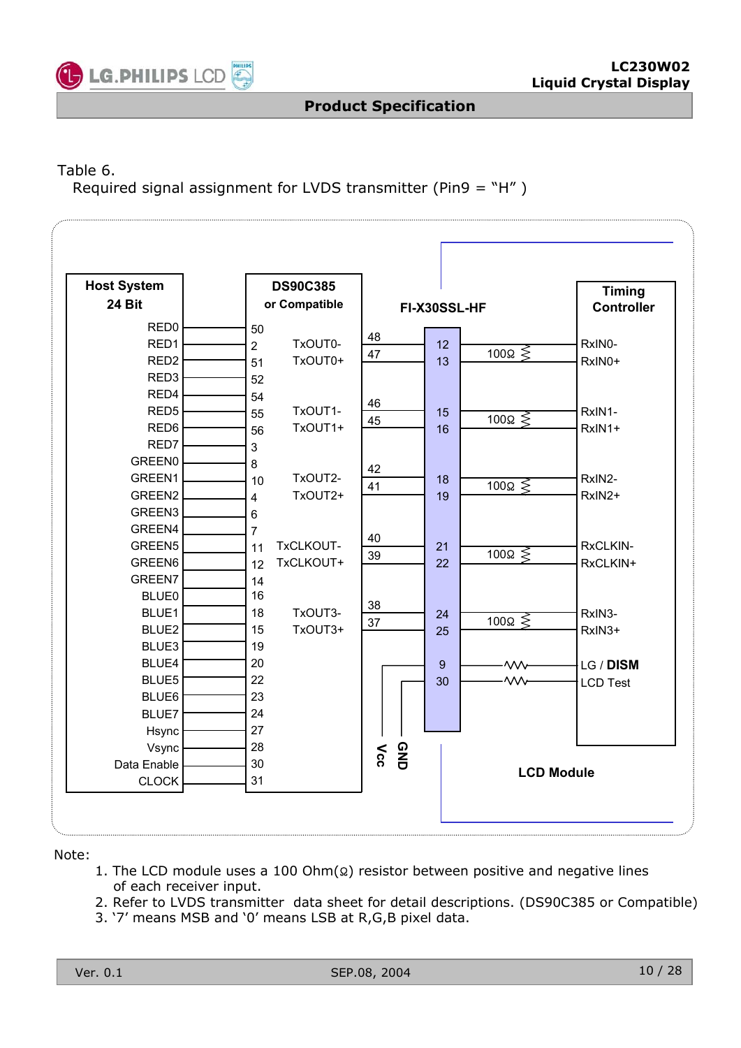Table 6.

Required signal assignment for LVDS transmitter (Pin9 = “H” )

| Host System 24 Bit | DS90C385 or Compatible (Pin) | DS90C385 Output | DS90C385 Pin | FI-X30SSL-HF | Timing Controller |
|---|---|---|---|---|---|
| RED0 | 50 | | | | |
| RED1 | 2 | TxOUT0- | 48 | 12 | RxIN0- |
| RED2 | 51 | TxOUT0+ | 47 | 13 | RxIN0+ |
| RED3 | 52 | | | | |
| RED4 | 54 | | | | |
| RED5 | 55 | TxOUT1- | 46 | 15 | RxIN1- |
| RED6 | 56 | TxOUT1+ | 45 | 16 | RxIN1+ |
| RED7 | 3 | | | | |
| GREEN0 | 8 | | | | |
| GREEN1 | 10 | TxOUT2- | 42 | 18 | RxIN2- |
| GREEN2 | 4 | TxOUT2+ | 41 | 19 | RxIN2+ |
| GREEN3 | 6 | | | | |
| GREEN4 | 7 | | | | |
| GREEN5 | 11 | TxCLKOUT- | 40 | 21 | RxCLKIN- |
| GREEN6 | 12 | TxCLKOUT+ | 39 | 22 | RxCLKIN+ |
| GREEN7 | 14 | | | | |
| BLUE0 | 16 | | | | |
| BLUE1 | 18 | TxOUT3- | 38 | 24 | RxIN3- |
| BLUE2 | 15 | TxOUT3+ | 37 | 25 | RxIN3+ |
| BLUE3 | 19 | | | | |
| BLUE4 | 20 | | Vcc | 9 | LG / **DISM** |
| BLUE5 | 22 | | GND | 30 | LCD Test |
| BLUE6 | 23 | | | | |
| BLUE7 | 24 | | | | |
| Hsync | 27 | | | | |
| Vsync | 28 | | | | |
| Data Enable | 30 | | | | |
| CLOCK | 31 | | | | |

100Ω resistor between each RxIN-/RxIN+ pair (LCD Module)

Note:

1. The LCD module uses a 100 Ohm(Ω) resistor between positive and negative lines of each receiver input.
2. Refer to LVDS transmitter data sheet for detail descriptions. (DS90C385 or Compatible)
3. ‘7’ means MSB and ‘0’ means LSB at R,G,B pixel data.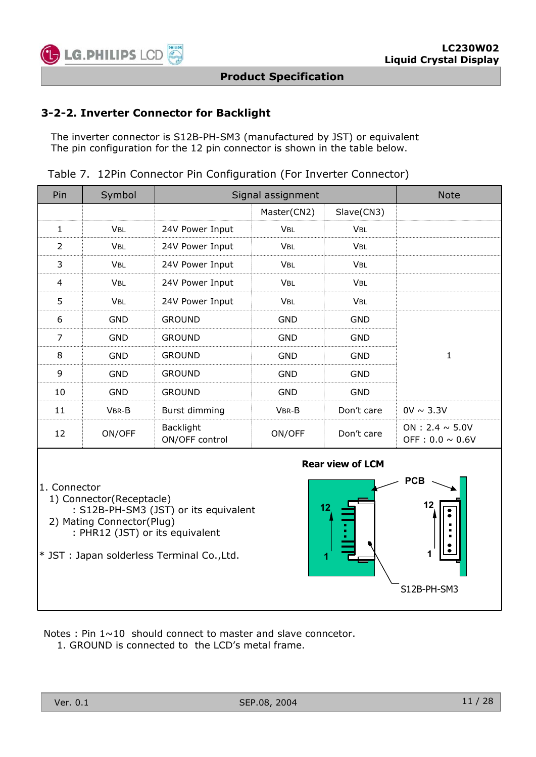### 3-2-2. Inverter Connector for Backlight

The inverter connector is S12B-PH-SM3 (manufactured by JST) or equivalent
The pin configuration for the 12 pin connector is shown in the table below.

Table 7. 12Pin Connector Pin Configuration (For Inverter Connector)

| Pin | Symbol | Signal assignment | | | Note |
|---|---|---|---|---|---|
| | | | Master(CN2) | Slave(CN3) | |
| 1 | $V_{BL}$ | 24V Power Input | $V_{BL}$ | $V_{BL}$ | |
| 2 | $V_{BL}$ | 24V Power Input | $V_{BL}$ | $V_{BL}$ | |
| 3 | $V_{BL}$ | 24V Power Input | $V_{BL}$ | $V_{BL}$ | |
| 4 | $V_{BL}$ | 24V Power Input | $V_{BL}$ | $V_{BL}$ | |
| 5 | $V_{BL}$ | 24V Power Input | $V_{BL}$ | $V_{BL}$ | |
| 6 | GND | GROUND | GND | GND | 1 |
| 7 | GND | GROUND | GND | GND | 1 |
| 8 | GND | GROUND | GND | GND | 1 |
| 9 | GND | GROUND | GND | GND | 1 |
| 10 | GND | GROUND | GND | GND | 1 |
| 11 | $V_{BR-B}$ | Burst dimming | $V_{BR-B}$ | Don't care | 0V ~ 3.3V |
| 12 | ON/OFF | Backlight ON/OFF control | ON/OFF | Don't care | ON : 2.4 ~ 5.0V<br>OFF : 0.0 ~ 0.6V |

1. Connector
   1) Connector(Receptacle)
      : S12B-PH-SM3 (JST) or its equivalent
   2) Mating Connector(Plug)
      : PHR12 (JST) or its equivalent

* JST : Japan solderless Terminal Co.,Ltd.

**Rear view of LCM**

PCB

12 — 1 &nbsp;&nbsp;&nbsp; 12 — 1

S12B-PH-SM3

Notes : Pin 1~10 should connect to master and slave conncetor.
  1. GROUND is connected to the LCD's metal frame.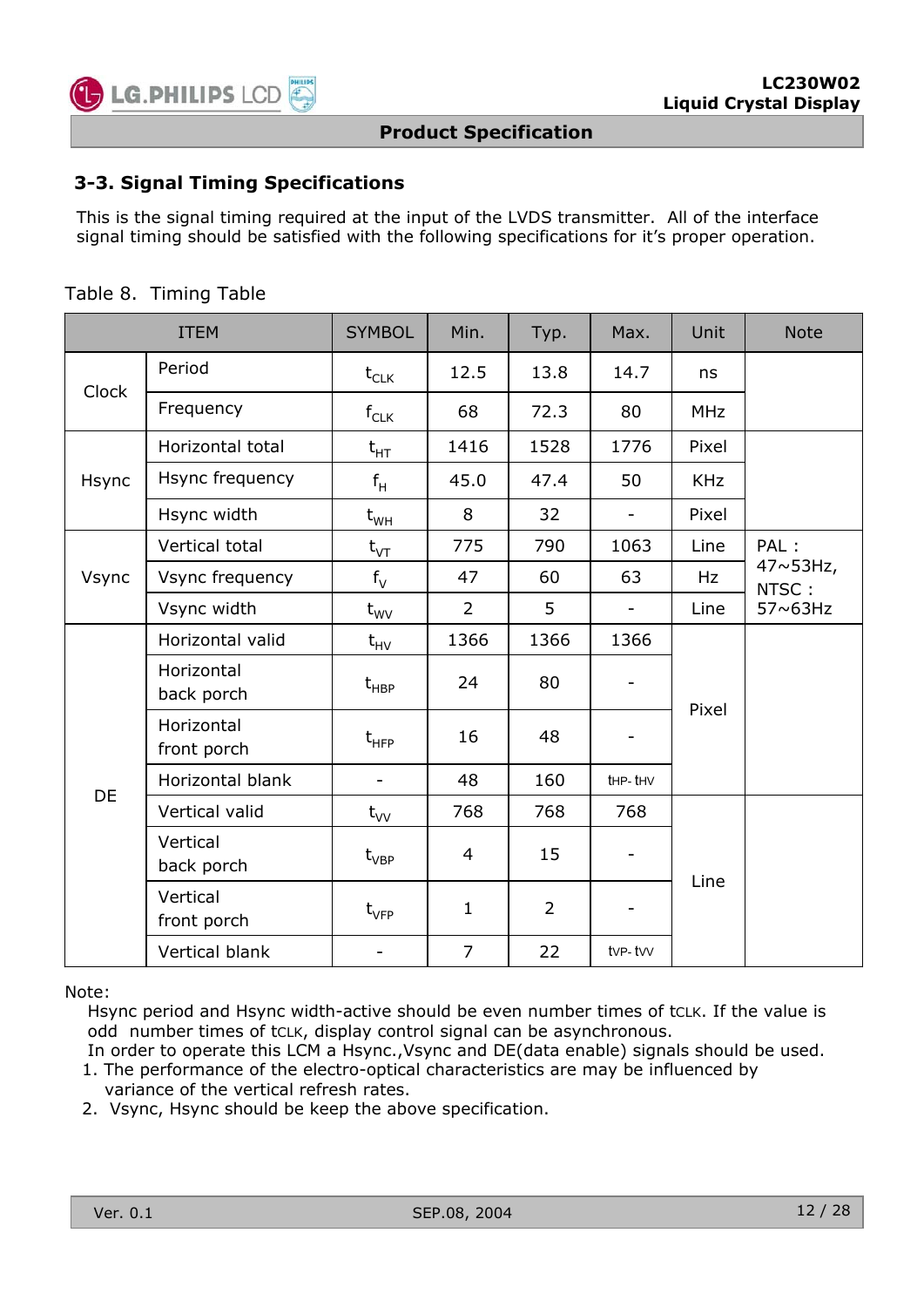### 3-3. Signal Timing Specifications

This is the signal timing required at the input of the LVDS transmitter. All of the interface signal timing should be satisfied with the following specifications for it's proper operation.

Table 8. Timing Table

| ITEM | | SYMBOL | Min. | Typ. | Max. | Unit | Note |
|---|---|---|---|---|---|---|---|
| Clock | Period | $t_{CLK}$ | 12.5 | 13.8 | 14.7 | ns | |
| | Frequency | $f_{CLK}$ | 68 | 72.3 | 80 | MHz | |
| Hsync | Horizontal total | $t_{HT}$ | 1416 | 1528 | 1776 | Pixel | |
| | Hsync frequency | $f_H$ | 45.0 | 47.4 | 50 | KHz | |
| | Hsync width | $t_{WH}$ | 8 | 32 | - | Pixel | |
| Vsync | Vertical total | $t_{VT}$ | 775 | 790 | 1063 | Line | PAL : 47~53Hz, NTSC : 57~63Hz |
| | Vsync frequency | $f_V$ | 47 | 60 | 63 | Hz | |
| | Vsync width | $t_{WV}$ | 2 | 5 | - | Line | |
| DE | Horizontal valid | $t_{HV}$ | 1366 | 1366 | 1366 | Pixel | |
| | Horizontal back porch | $t_{HBP}$ | 24 | 80 | - | Pixel | |
| | Horizontal front porch | $t_{HFP}$ | 16 | 48 | - | Pixel | |
| | Horizontal blank | - | 48 | 160 | $t_{HP}$- $t_{HV}$ | Pixel | |
| | Vertical valid | $t_{VV}$ | 768 | 768 | 768 | Line | |
| | Vertical back porch | $t_{VBP}$ | 4 | 15 | - | Line | |
| | Vertical front porch | $t_{VFP}$ | 1 | 2 | - | Line | |
| | Vertical blank | - | 7 | 22 | $t_{VP}$- $t_{VV}$ | Line | |

Note:

Hsync period and Hsync width-active should be even number times of $t_{CLK}$. If the value is odd number times of $t_{CLK}$, display control signal can be asynchronous.
In order to operate this LCM a Hsync.,Vsync and DE(data enable) signals should be used.

1. The performance of the electro-optical characteristics are may be influenced by variance of the vertical refresh rates.
2. Vsync, Hsync should be keep the above specification.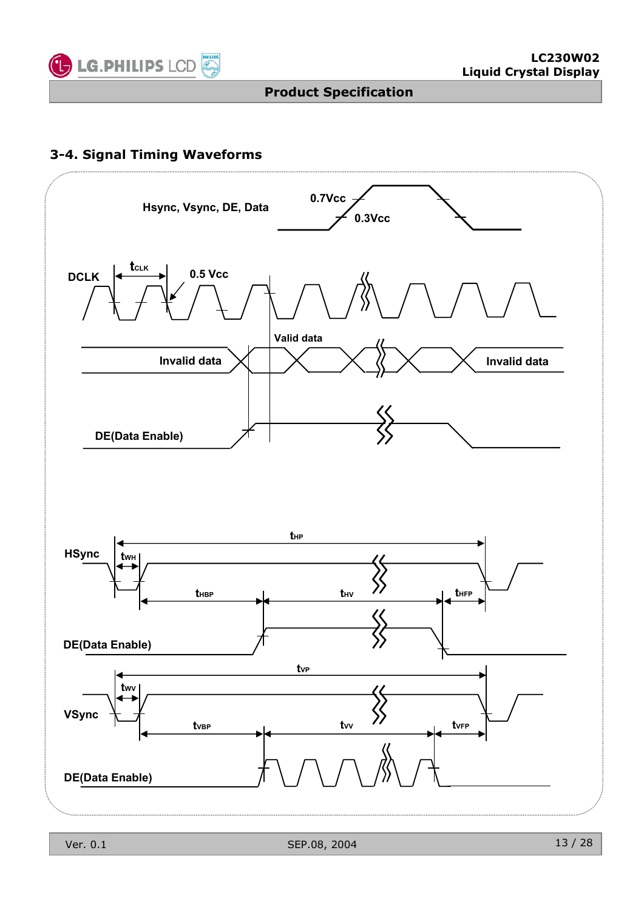### 3-4. Signal Timing Waveforms

Hsync, Vsync, DE, Data

0.7Vcc

0.3Vcc

DCLK

$t_{CLK}$

0.5 Vcc

Valid data

Invalid data

Invalid data

DE(Data Enable)

HSync

$t_{HP}$

$t_{WH}$

$t_{HBP}$

$t_{HV}$

$t_{HFP}$

DE(Data Enable)

$t_{VP}$

$t_{WV}$

VSync

$t_{VBP}$

$t_{VV}$

$t_{VFP}$

DE(Data Enable)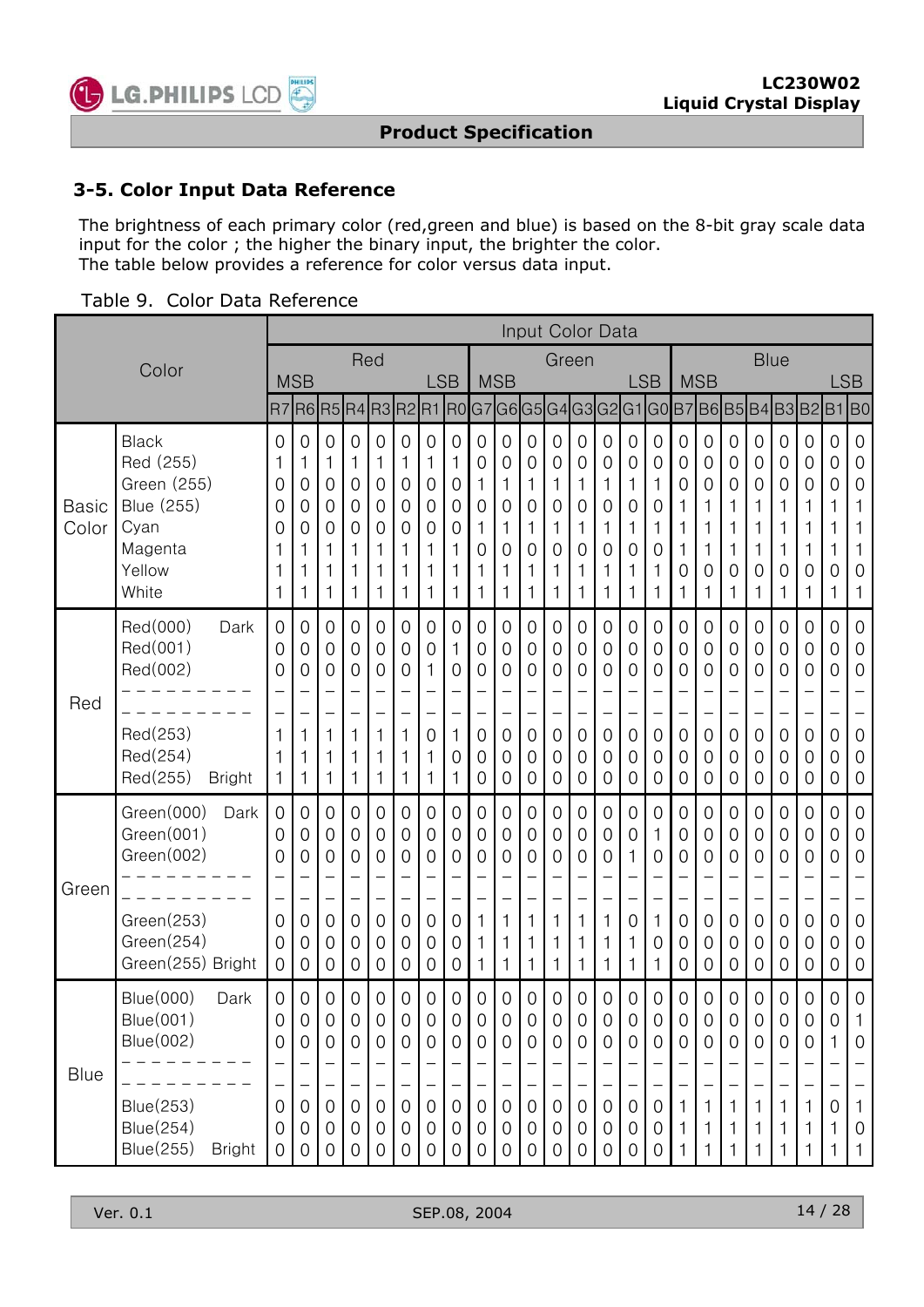## 3-5. Color Input Data Reference

The brightness of each primary color (red,green and blue) is based on the 8-bit gray scale data input for the color ; the higher the binary input, the brighter the color.
The table below provides a reference for color versus data input.

Table 9. Color Data Reference

| Color | | Input Color Data | | | | | | | | | | | | | | | | | | | | | | | |
|---|---|---|---|---|---|---|---|---|---|---|---|---|---|---|---|---|---|---|---|---|---|---|---|---|---|
| | | Red | | | | | | | | Green | | | | | | | | Blue | | | | | | | |
| | | MSB | | | | | | | LSB | MSB | | | | | | | LSB | MSB | | | | | | | LSB |
| | | R7 | R6 | R5 | R4 | R3 | R2 | R1 | R0 | G7 | G6 | G5 | G4 | G3 | G2 | G1 | G0 | B7 | B6 | B5 | B4 | B3 | B2 | B1 | B0 |
| Basic Color | Black | 0 | 0 | 0 | 0 | 0 | 0 | 0 | 0 | 0 | 0 | 0 | 0 | 0 | 0 | 0 | 0 | 0 | 0 | 0 | 0 | 0 | 0 | 0 | 0 |
| | Red (255) | 1 | 1 | 1 | 1 | 1 | 1 | 1 | 1 | 0 | 0 | 0 | 0 | 0 | 0 | 0 | 0 | 0 | 0 | 0 | 0 | 0 | 0 | 0 | 0 |
| | Green (255) | 0 | 0 | 0 | 0 | 0 | 0 | 0 | 0 | 1 | 1 | 1 | 1 | 1 | 1 | 1 | 1 | 0 | 0 | 0 | 0 | 0 | 0 | 0 | 0 |
| | Blue (255) | 0 | 0 | 0 | 0 | 0 | 0 | 0 | 0 | 0 | 0 | 0 | 0 | 0 | 0 | 0 | 0 | 1 | 1 | 1 | 1 | 1 | 1 | 1 | 1 |
| | Cyan | 0 | 0 | 0 | 0 | 0 | 0 | 0 | 0 | 1 | 1 | 1 | 1 | 1 | 1 | 1 | 1 | 1 | 1 | 1 | 1 | 1 | 1 | 1 | 1 |
| | Magenta | 1 | 1 | 1 | 1 | 1 | 1 | 1 | 1 | 0 | 0 | 0 | 0 | 0 | 0 | 0 | 0 | 1 | 1 | 1 | 1 | 1 | 1 | 1 | 1 |
| | Yellow | 1 | 1 | 1 | 1 | 1 | 1 | 1 | 1 | 1 | 1 | 1 | 1 | 1 | 1 | 1 | 1 | 0 | 0 | 0 | 0 | 0 | 0 | 0 | 0 |
| | White | 1 | 1 | 1 | 1 | 1 | 1 | 1 | 1 | 1 | 1 | 1 | 1 | 1 | 1 | 1 | 1 | 1 | 1 | 1 | 1 | 1 | 1 | 1 | 1 |
| Red | Red(000) Dark | 0 | 0 | 0 | 0 | 0 | 0 | 0 | 0 | 0 | 0 | 0 | 0 | 0 | 0 | 0 | 0 | 0 | 0 | 0 | 0 | 0 | 0 | 0 | 0 |
| | Red(001) | 0 | 0 | 0 | 0 | 0 | 0 | 0 | 1 | 0 | 0 | 0 | 0 | 0 | 0 | 0 | 0 | 0 | 0 | 0 | 0 | 0 | 0 | 0 | 0 |
| | Red(002) | 0 | 0 | 0 | 0 | 0 | 0 | 1 | 0 | 0 | 0 | 0 | 0 | 0 | 0 | 0 | 0 | 0 | 0 | 0 | 0 | 0 | 0 | 0 | 0 |
| | - - - - - - - - - | - | - | - | - | - | - | - | - | - | - | - | - | - | - | - | - | - | - | - | - | - | - | - | - |
| | - - - - - - - - - | - | - | - | - | - | - | - | - | - | - | - | - | - | - | - | - | - | - | - | - | - | - | - | - |
| | Red(253) | 1 | 1 | 1 | 1 | 1 | 1 | 0 | 1 | 0 | 0 | 0 | 0 | 0 | 0 | 0 | 0 | 0 | 0 | 0 | 0 | 0 | 0 | 0 | 0 |
| | Red(254) | 1 | 1 | 1 | 1 | 1 | 1 | 1 | 0 | 0 | 0 | 0 | 0 | 0 | 0 | 0 | 0 | 0 | 0 | 0 | 0 | 0 | 0 | 0 | 0 |
| | Red(255) Bright | 1 | 1 | 1 | 1 | 1 | 1 | 1 | 1 | 0 | 0 | 0 | 0 | 0 | 0 | 0 | 0 | 0 | 0 | 0 | 0 | 0 | 0 | 0 | 0 |
| Green | Green(000) Dark | 0 | 0 | 0 | 0 | 0 | 0 | 0 | 0 | 0 | 0 | 0 | 0 | 0 | 0 | 0 | 0 | 0 | 0 | 0 | 0 | 0 | 0 | 0 | 0 |
| | Green(001) | 0 | 0 | 0 | 0 | 0 | 0 | 0 | 0 | 0 | 0 | 0 | 0 | 0 | 0 | 0 | 1 | 0 | 0 | 0 | 0 | 0 | 0 | 0 | 0 |
| | Green(002) | 0 | 0 | 0 | 0 | 0 | 0 | 0 | 0 | 0 | 0 | 0 | 0 | 0 | 0 | 1 | 0 | 0 | 0 | 0 | 0 | 0 | 0 | 0 | 0 |
| | - - - - - - - - - | - | - | - | - | - | - | - | - | - | - | - | - | - | - | - | - | - | - | - | - | - | - | - | - |
| | - - - - - - - - - | - | - | - | - | - | - | - | - | - | - | - | - | - | - | - | - | - | - | - | - | - | - | - | - |
| | Green(253) | 0 | 0 | 0 | 0 | 0 | 0 | 0 | 0 | 1 | 1 | 1 | 1 | 1 | 1 | 0 | 1 | 0 | 0 | 0 | 0 | 0 | 0 | 0 | 0 |
| | Green(254) | 0 | 0 | 0 | 0 | 0 | 0 | 0 | 0 | 1 | 1 | 1 | 1 | 1 | 1 | 1 | 0 | 0 | 0 | 0 | 0 | 0 | 0 | 0 | 0 |
| | Green(255) Bright | 0 | 0 | 0 | 0 | 0 | 0 | 0 | 0 | 1 | 1 | 1 | 1 | 1 | 1 | 1 | 1 | 0 | 0 | 0 | 0 | 0 | 0 | 0 | 0 |
| Blue | Blue(000) Dark | 0 | 0 | 0 | 0 | 0 | 0 | 0 | 0 | 0 | 0 | 0 | 0 | 0 | 0 | 0 | 0 | 0 | 0 | 0 | 0 | 0 | 0 | 0 | 0 |
| | Blue(001) | 0 | 0 | 0 | 0 | 0 | 0 | 0 | 0 | 0 | 0 | 0 | 0 | 0 | 0 | 0 | 0 | 0 | 0 | 0 | 0 | 0 | 0 | 0 | 1 |
| | Blue(002) | 0 | 0 | 0 | 0 | 0 | 0 | 0 | 0 | 0 | 0 | 0 | 0 | 0 | 0 | 0 | 0 | 0 | 0 | 0 | 0 | 0 | 0 | 1 | 0 |
| | - - - - - - - - - | - | - | - | - | - | - | - | - | - | - | - | - | - | - | - | - | - | - | - | - | - | - | - | - |
| | - - - - - - - - - | - | - | - | - | - | - | - | - | - | - | - | - | - | - | - | - | - | - | - | - | - | - | - | - |
| | Blue(253) | 0 | 0 | 0 | 0 | 0 | 0 | 0 | 0 | 0 | 0 | 0 | 0 | 0 | 0 | 0 | 0 | 1 | 1 | 1 | 1 | 1 | 1 | 0 | 1 |
| | Blue(254) | 0 | 0 | 0 | 0 | 0 | 0 | 0 | 0 | 0 | 0 | 0 | 0 | 0 | 0 | 0 | 0 | 1 | 1 | 1 | 1 | 1 | 1 | 1 | 0 |
| | Blue(255) Bright | 0 | 0 | 0 | 0 | 0 | 0 | 0 | 0 | 0 | 0 | 0 | 0 | 0 | 0 | 0 | 0 | 1 | 1 | 1 | 1 | 1 | 1 | 1 | 1 |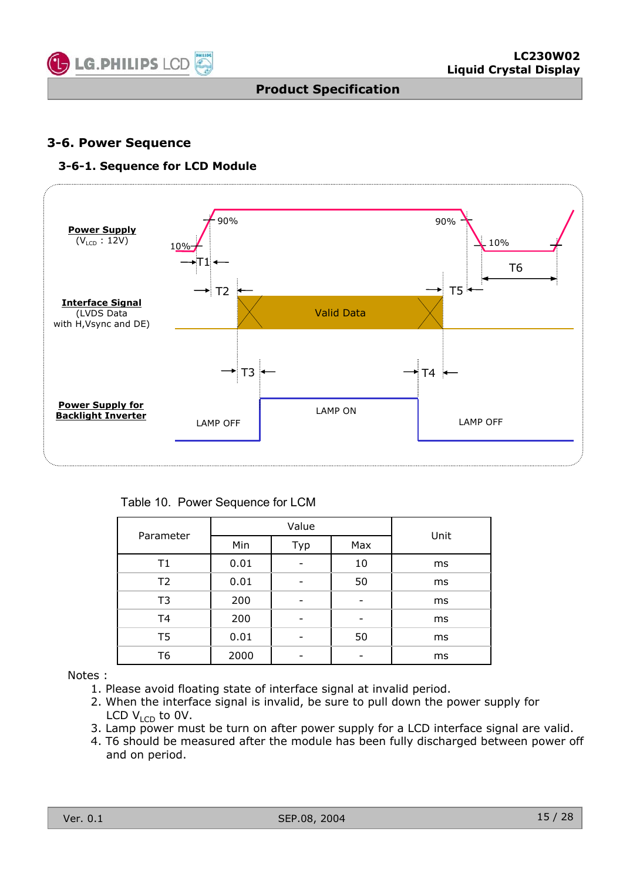## 3-6. Power Sequence

### 3-6-1. Sequence for LCD Module

**Power Supply**
($V_{LCD}$ : 12V)

**Interface Signal**
(LVDS Data
with H,Vsync and DE)

**Power Supply for Backlight Inverter**

90% 10% T1 T2 T3 T4 T5 T6 Valid Data LAMP OFF LAMP ON LAMP OFF

Table 10. Power Sequence for LCM

| Parameter | Value | | | Unit |
|---|---|---|---|---|
| | Min | Typ | Max | |
| T1 | 0.01 | - | 10 | ms |
| T2 | 0.01 | - | 50 | ms |
| T3 | 200 | - | - | ms |
| T4 | 200 | - | - | ms |
| T5 | 0.01 | - | 50 | ms |
| T6 | 2000 | - | - | ms |

Notes :

1. Please avoid floating state of interface signal at invalid period.
2. When the interface signal is invalid, be sure to pull down the power supply for LCD $V_{LCD}$ to 0V.
3. Lamp power must be turn on after power supply for a LCD interface signal are valid.
4. T6 should be measured after the module has been fully discharged between power off and on period.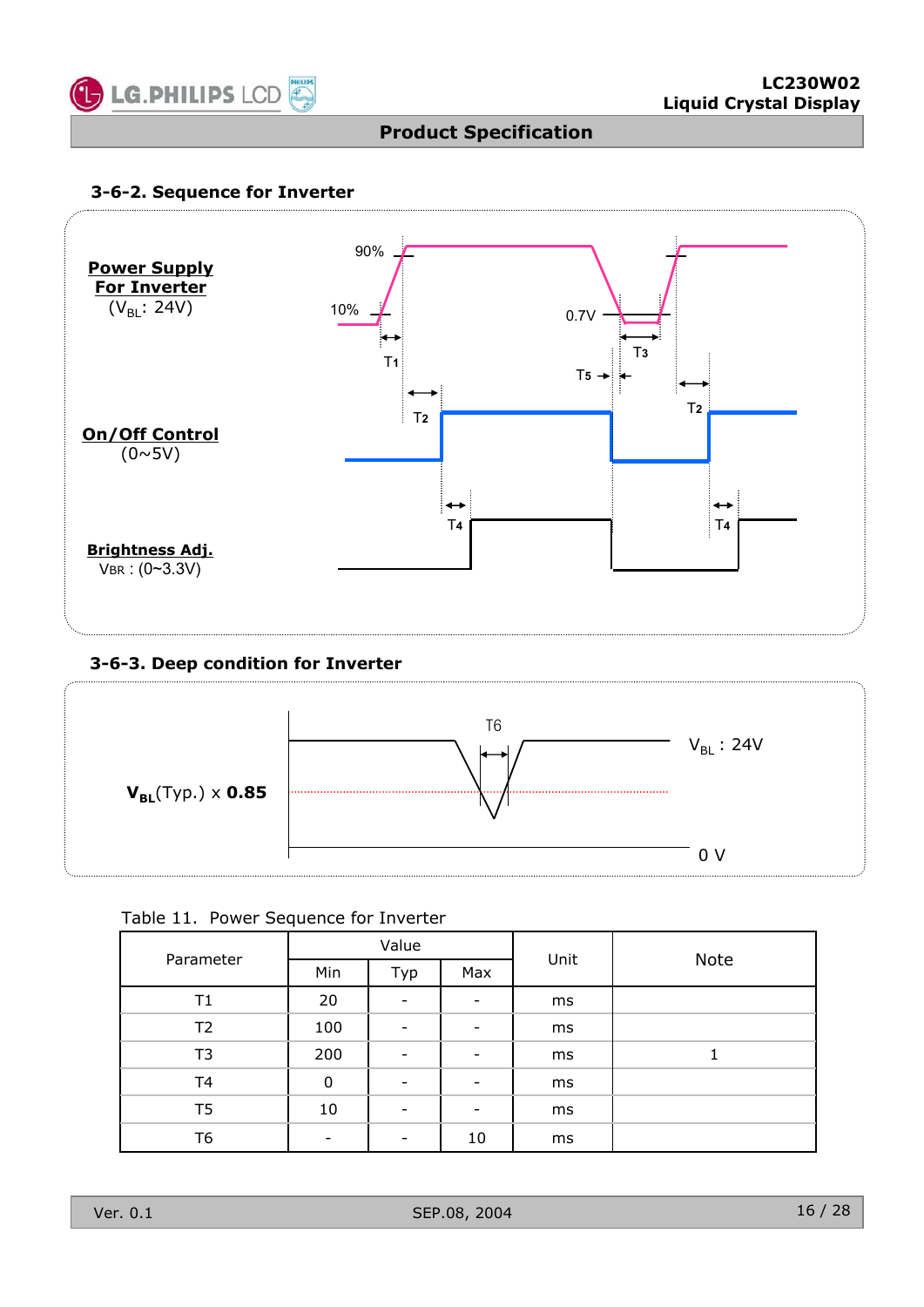### 3-6-2. Sequence for Inverter

**Power Supply For Inverter** ($V_{BL}$: 24V)

**On/Off Control** (0~5V)

**Brightness Adj.** VBR : (0~3.3V)

90%, 10%, 0.7V, T1, T2, T3, T4, T5

### 3-6-3. Deep condition for Inverter

**$V_{BL}$**(Typ.) x **0.85**

T6

$V_{BL}$ : 24V

0 V

Table 11. Power Sequence for Inverter

| Parameter | Value | | | Unit | Note |
|---|---|---|---|---|---|
| | Min | Typ | Max | | |
| T1 | 20 | - | - | ms | |
| T2 | 100 | - | - | ms | |
| T3 | 200 | - | - | ms | 1 |
| T4 | 0 | - | - | ms | |
| T5 | 10 | - | - | ms | |
| T6 | - | - | 10 | ms | |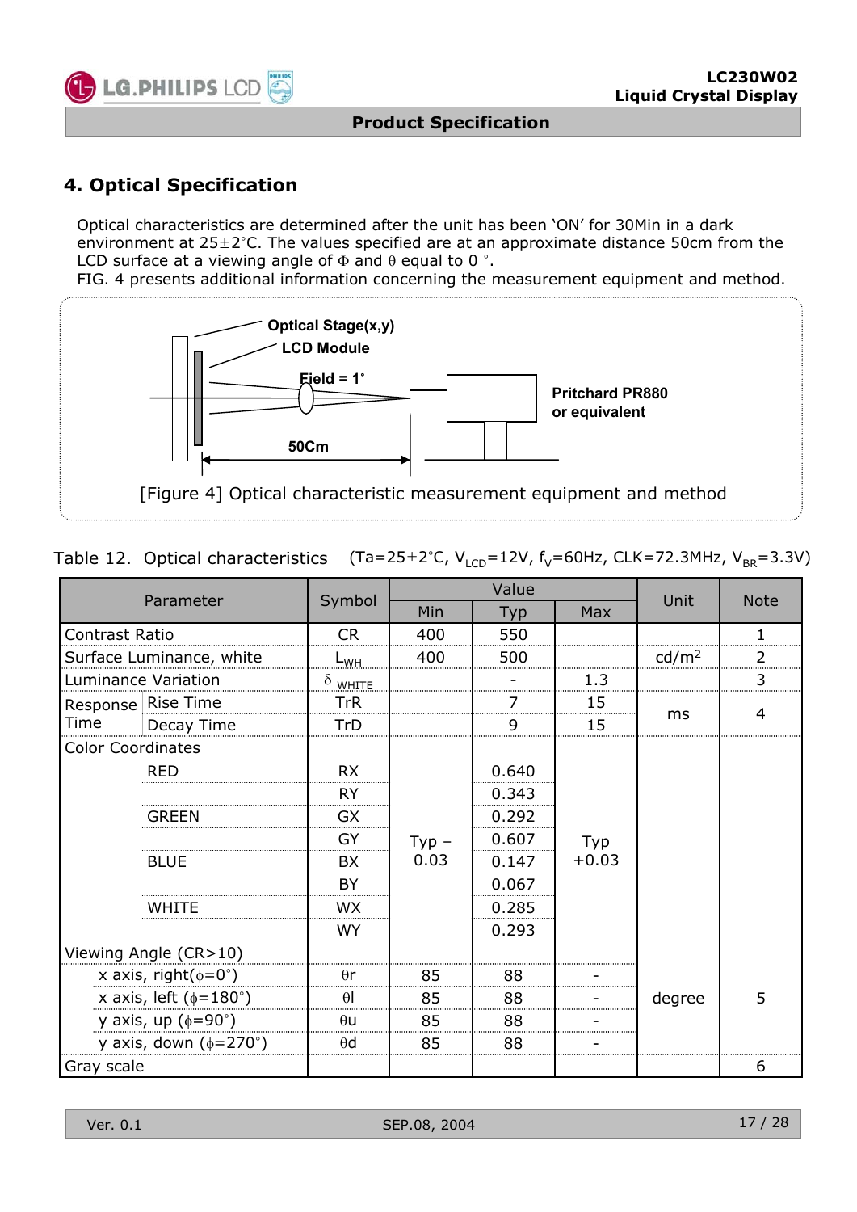## 4. Optical Specification

Optical characteristics are determined after the unit has been 'ON' for 30Min in a dark environment at 25±2°C. The values specified are at an approximate distance 50cm from the LCD surface at a viewing angle of Φ and θ equal to 0 °.
FIG. 4 presents additional information concerning the measurement equipment and method.

Optical Stage(x,y)
LCD Module
Field = 1˚
Pritchard PR880 or equivalent
50Cm

[Figure 4] Optical characteristic measurement equipment and method

Table 12. Optical characteristics (Ta=25±2°C, $V_{LCD}$=12V, $f_V$=60Hz, CLK=72.3MHz, $V_{BR}$=3.3V)

| Parameter | | Symbol | Value | | | Unit | Note |
|---|---|---|---|---|---|---|---|
| | | | Min | Typ | Max | | |
| Contrast Ratio | | CR | 400 | 550 | | | 1 |
| Surface Luminance, white | | $L_{WH}$ | 400 | 500 | | cd/m² | 2 |
| Luminance Variation | | $\delta_{WHITE}$ | | - | 1.3 | | 3 |
| Response Time | Rise Time | TrR | | 7 | 15 | ms | 4 |
| | Decay Time | TrD | | 9 | 15 | ms | 4 |
| Color Coordinates | | | | | | | |
| | RED | RX | Typ – 0.03 | 0.640 | Typ +0.03 | | |
| | | RY | | 0.343 | | | |
| | GREEN | GX | | 0.292 | | | |
| | | GY | | 0.607 | | | |
| | BLUE | BX | | 0.147 | | | |
| | | BY | | 0.067 | | | |
| | WHITE | WX | | 0.285 | | | |
| | | WY | | 0.293 | | | |
| Viewing Angle (CR>10) | | | | | | | |
| x axis, right(φ=0°) | | θr | 85 | 88 | - | degree | 5 |
| x axis, left (φ=180°) | | θl | 85 | 88 | - | degree | 5 |
| y axis, up (φ=90°) | | θu | 85 | 88 | - | degree | 5 |
| y axis, down (φ=270°) | | θd | 85 | 88 | - | degree | 5 |
| Gray scale | | | | | | | 6 |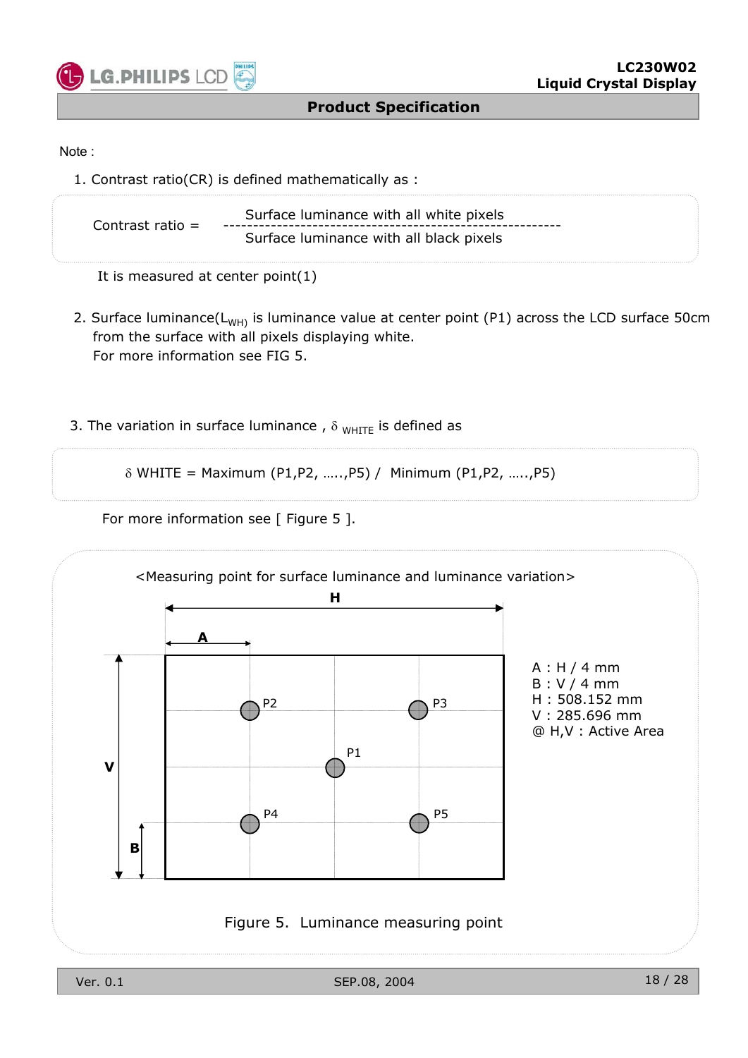Note :

1. Contrast ratio(CR) is defined mathematically as :

$$\text{Contrast ratio} = \frac{\text{Surface luminance with all white pixels}}{\text{Surface luminance with all black pixels}}$$

It is measured at center point(1)

2. Surface luminance($L_{WH}$) is luminance value at center point (P1) across the LCD surface 50cm from the surface with all pixels displaying white.
   For more information see FIG 5.

3. The variation in surface luminance , $\delta_{WHITE}$ is defined as

$$\delta \text{ WHITE} = \text{Maximum (P1,P2, .....,P5)} / \text{ Minimum (P1,P2, .....,P5)}$$

For more information see [ Figure 5 ].

<Measuring point for surface luminance and luminance variation>

A : H / 4 mm
B : V / 4 mm
H : 508.152 mm
V : 285.696 mm
@ H,V : Active Area

Figure 5. Luminance measuring point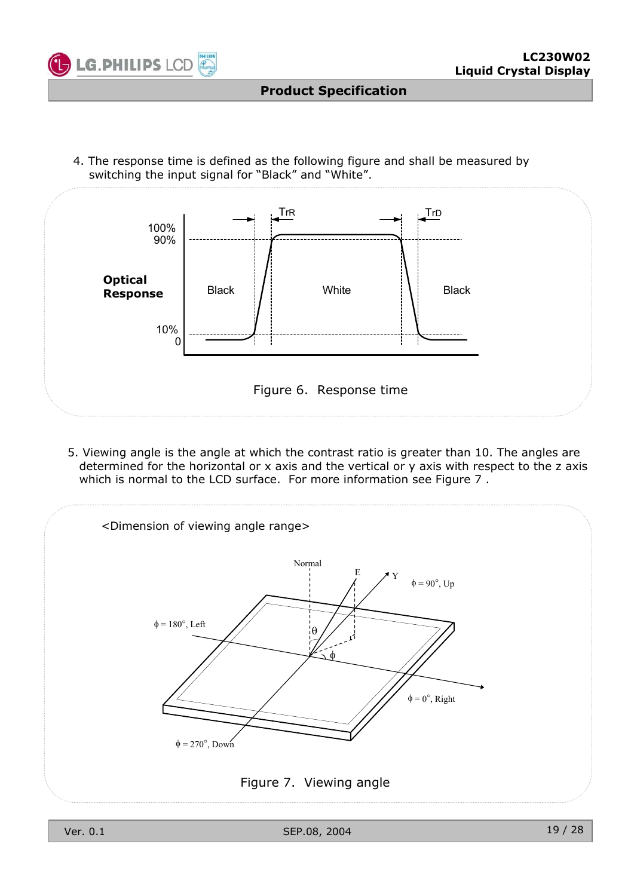4. The response time is defined as the following figure and shall be measured by switching the input signal for "Black" and "White".

Figure 6. Response time

5. Viewing angle is the angle at which the contrast ratio is greater than 10. The angles are determined for the horizontal or x axis and the vertical or y axis with respect to the z axis which is normal to the LCD surface. For more information see Figure 7 .

Figure 7. Viewing angle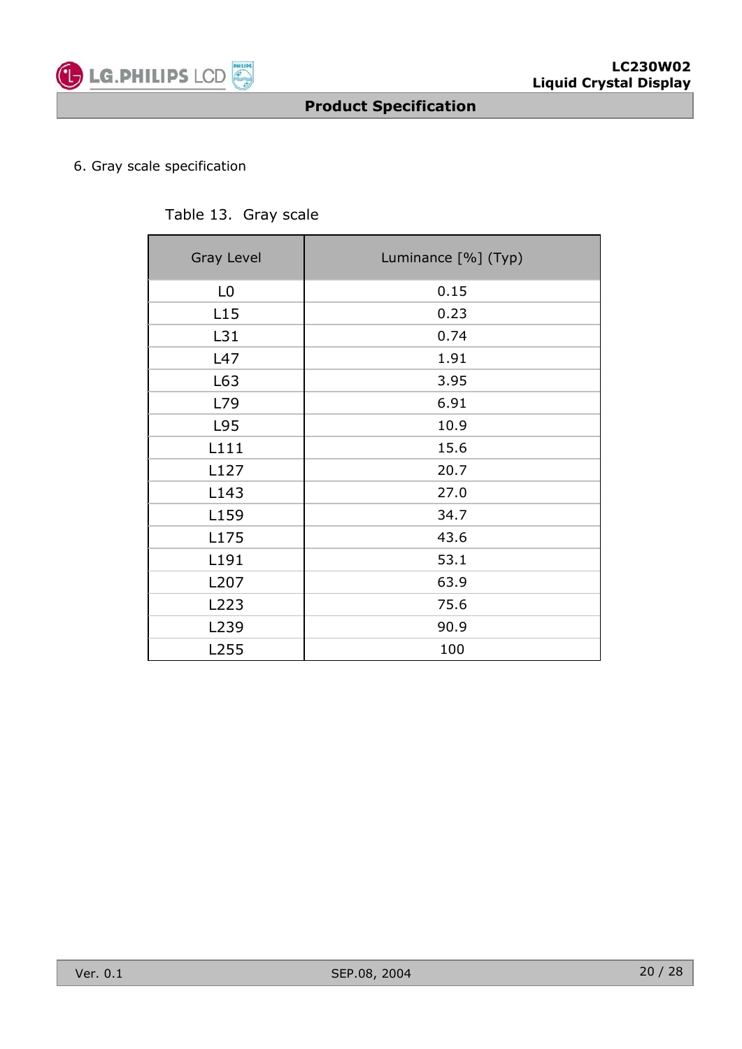## 6. Gray scale specification

Table 13. Gray scale

| Gray Level | Luminance [%] (Typ) |
| --- | --- |
| L0 | 0.15 |
| L15 | 0.23 |
| L31 | 0.74 |
| L47 | 1.91 |
| L63 | 3.95 |
| L79 | 6.91 |
| L95 | 10.9 |
| L111 | 15.6 |
| L127 | 20.7 |
| L143 | 27.0 |
| L159 | 34.7 |
| L175 | 43.6 |
| L191 | 53.1 |
| L207 | 63.9 |
| L223 | 75.6 |
| L239 | 90.9 |
| L255 | 100 |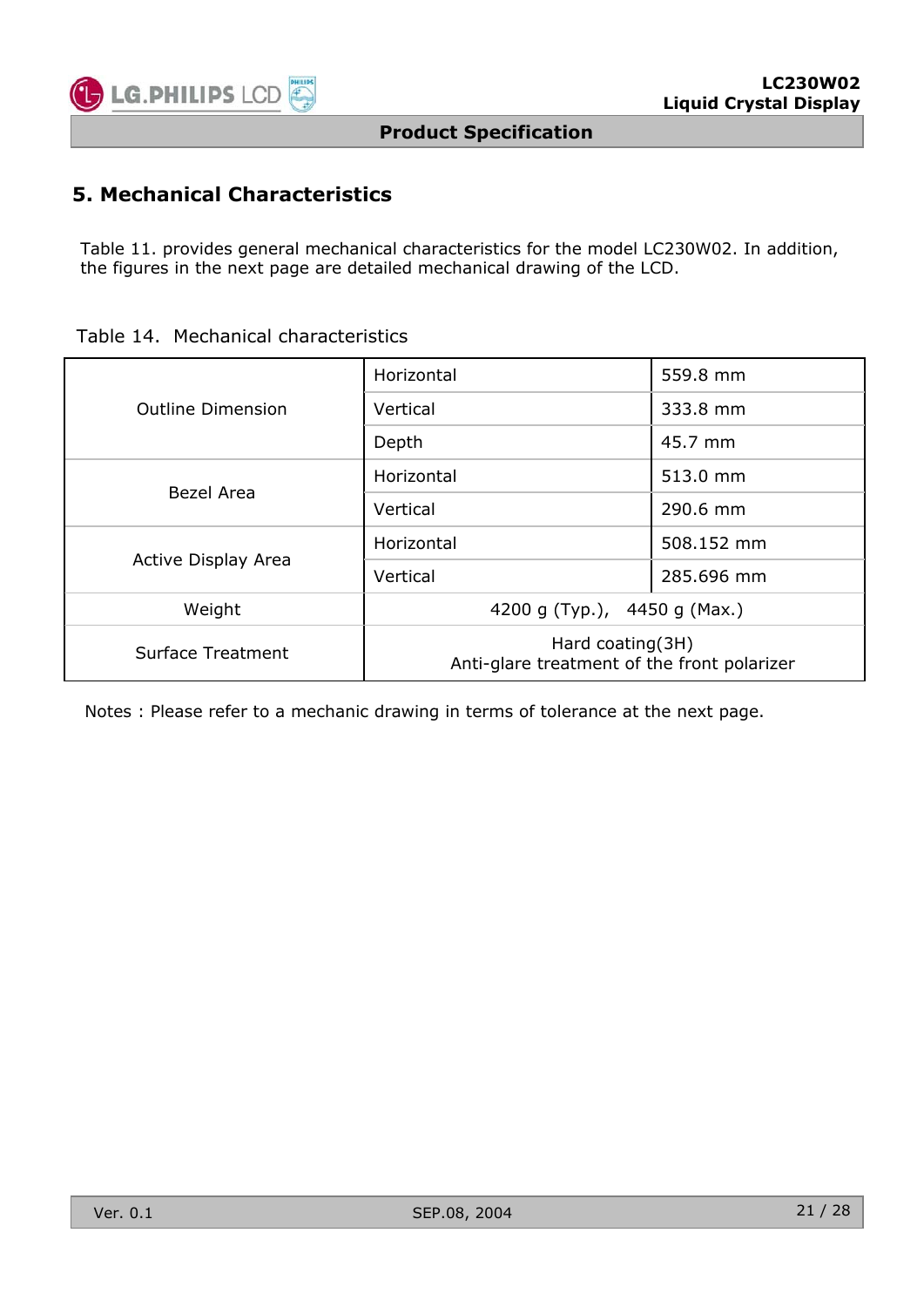## 5. Mechanical Characteristics

Table 11. provides general mechanical characteristics for the model LC230W02. In addition, the figures in the next page are detailed mechanical drawing of the LCD.

Table 14. Mechanical characteristics

| | | |
|---|---|---|
| Outline Dimension | Horizontal | 559.8 mm |
| | Vertical | 333.8 mm |
| | Depth | 45.7 mm |
| Bezel Area | Horizontal | 513.0 mm |
| | Vertical | 290.6 mm |
| Active Display Area | Horizontal | 508.152 mm |
| | Vertical | 285.696 mm |
| Weight | 4200 g (Typ.), 4450 g (Max.) | |
| Surface Treatment | Hard coating(3H)<br>Anti-glare treatment of the front polarizer | |

Notes : Please refer to a mechanic drawing in terms of tolerance at the next page.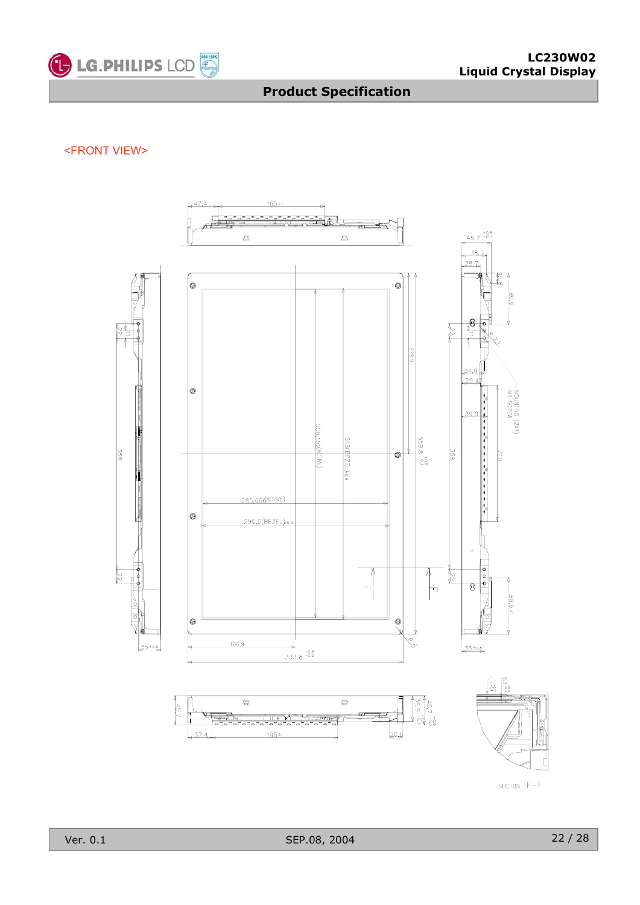<FRONT VIEW>

47.4 165±1

45.7 +0.8/-0.5

38.7

28.7

15.8

80.9

22

8-2.1

34.9

29.4

39.9

MOUNTING M4 SCREW (2X4)

358

210

279.9

508.15(ACTIVE)

513(BEZEL)±0.6

559.8 +0.8/-0.5

285.696(ACTIVE)

290.6(BEZEL)±0.6

22

88.9±1

35±0.5

R6

166.9

333.8 +0.5/-0.2

45.7

39.9 +0.8/-0.5

45.7 +0.8/-0.5

37.4

195±1

20.6

1.1 +0.6/-0.4

0.3 +0.8/-0.3

SECTION F-F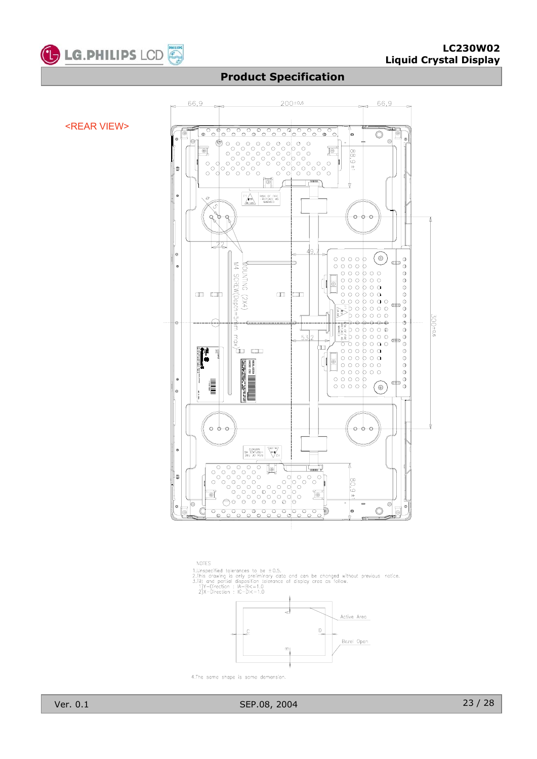## Product Specification

<REAR VIEW>

66.9 | 200±0.6 | 66.9

88.9± | 300±0.6 | 80.9±

MOUNTING (2X4) M4 SCREW(Depth=5mm max)

NOTES
1.Unspecified tolerances to be ±0.5.
2.This drawing is only preliminary data and can be changed without previous notice.
3.Tilt and partial disposition tolerance of display area as follow.
1)Y-Direction : |A-B|<=1.0
2)X-Direction : |C-D|<=1.0

Active Area

Bezel Open

4.The same shape is same demension.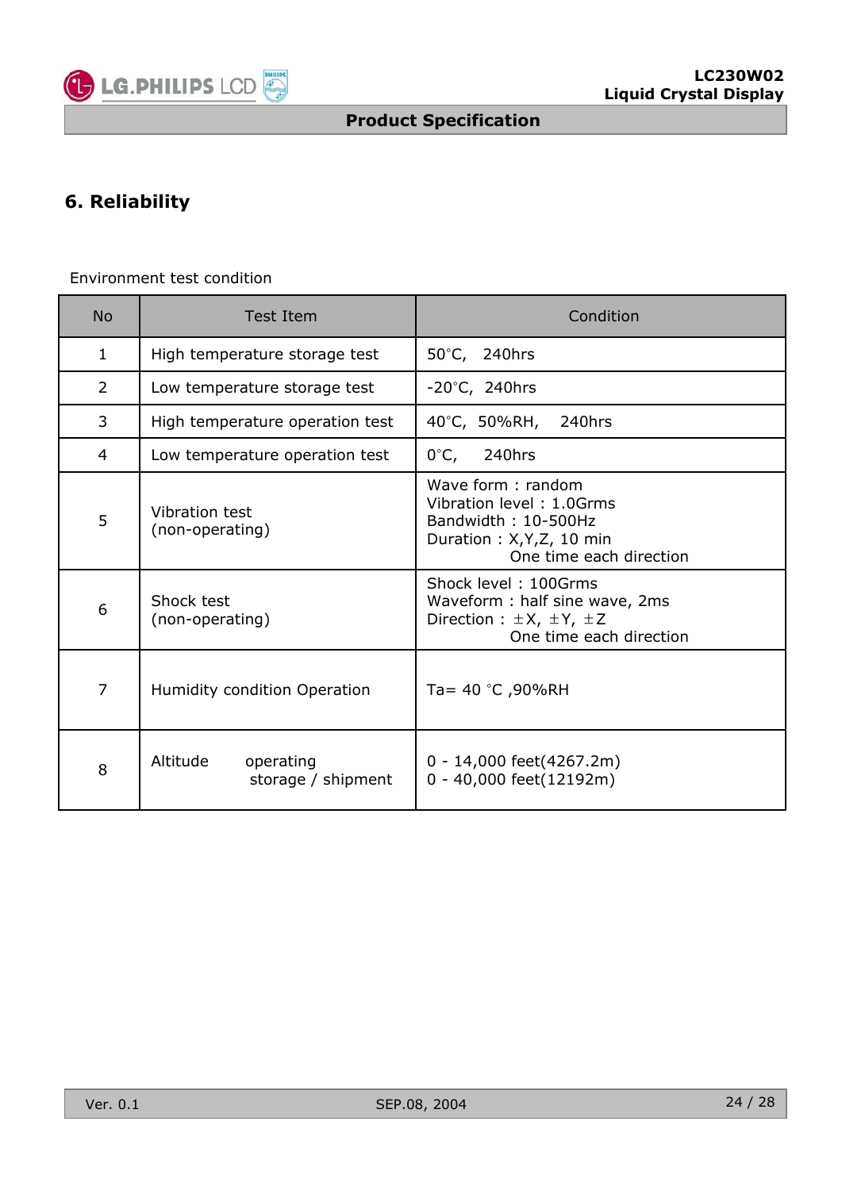# 6. Reliability

Environment test condition

| No | Test Item | Condition |
|---|---|---|
| 1 | High temperature storage test | 50°C, 240hrs |
| 2 | Low temperature storage test | -20°C, 240hrs |
| 3 | High temperature operation test | 40°C, 50%RH, 240hrs |
| 4 | Low temperature operation test | 0°C, 240hrs |
| 5 | Vibration test (non-operating) | Wave form : random<br>Vibration level : 1.0Grms<br>Bandwidth : 10-500Hz<br>Duration : X,Y,Z, 10 min<br>One time each direction |
| 6 | Shock test (non-operating) | Shock level : 100Grms<br>Waveform : half sine wave, 2ms<br>Direction : ±X, ±Y, ±Z<br>One time each direction |
| 7 | Humidity condition Operation | Ta= 40 °C ,90%RH |
| 8 | Altitude operating<br>storage / shipment | 0 - 14,000 feet(4267.2m)<br>0 - 40,000 feet(12192m) |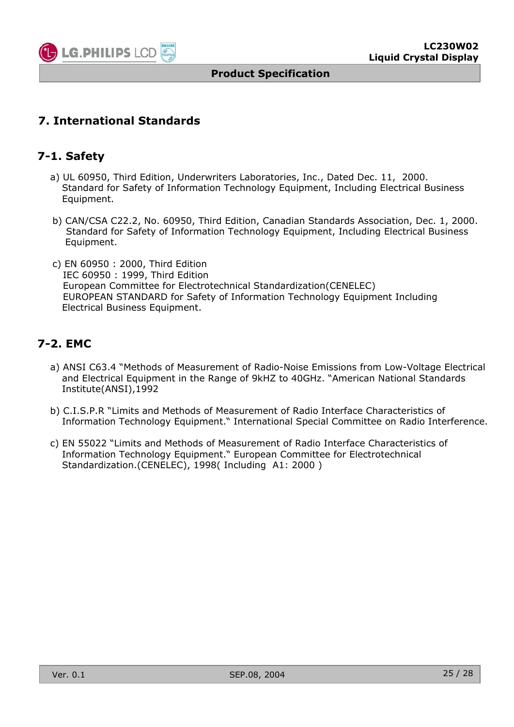## 7. International Standards

### 7-1. Safety

a) UL 60950, Third Edition, Underwriters Laboratories, Inc., Dated Dec. 11, 2000.
Standard for Safety of Information Technology Equipment, Including Electrical Business Equipment.

b) CAN/CSA C22.2, No. 60950, Third Edition, Canadian Standards Association, Dec. 1, 2000.
Standard for Safety of Information Technology Equipment, Including Electrical Business Equipment.

c) EN 60950 : 2000, Third Edition
IEC 60950 : 1999, Third Edition
European Committee for Electrotechnical Standardization(CENELEC)
EUROPEAN STANDARD for Safety of Information Technology Equipment Including Electrical Business Equipment.

### 7-2. EMC

a) ANSI C63.4 "Methods of Measurement of Radio-Noise Emissions from Low-Voltage Electrical and Electrical Equipment in the Range of 9kHZ to 40GHz. "American National Standards Institute(ANSI),1992

b) C.I.S.P.R "Limits and Methods of Measurement of Radio Interface Characteristics of Information Technology Equipment." International Special Committee on Radio Interference.

c) EN 55022 "Limits and Methods of Measurement of Radio Interface Characteristics of Information Technology Equipment." European Committee for Electrotechnical Standardization.(CENELEC), 1998( Including A1: 2000 )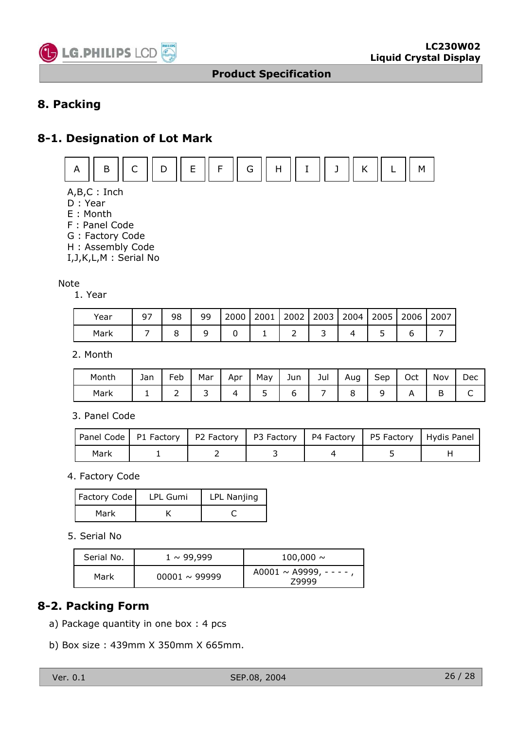## 8. Packing

### 8-1. Designation of Lot Mark

| A | B | C | D | E | F | G | H | I | J | K | L | M |
|---|---|---|---|---|---|---|---|---|---|---|---|---|

A,B,C : Inch
D : Year
E : Month
F : Panel Code
G : Factory Code
H : Assembly Code
I,J,K,L,M : Serial No

Note

1. Year

| Year | 97 | 98 | 99 | 2000 | 2001 | 2002 | 2003 | 2004 | 2005 | 2006 | 2007 |
|---|---|---|---|---|---|---|---|---|---|---|---|
| Mark | 7 | 8 | 9 | 0 | 1 | 2 | 3 | 4 | 5 | 6 | 7 |

2. Month

| Month | Jan | Feb | Mar | Apr | May | Jun | Jul | Aug | Sep | Oct | Nov | Dec |
|---|---|---|---|---|---|---|---|---|---|---|---|---|
| Mark | 1 | 2 | 3 | 4 | 5 | 6 | 7 | 8 | 9 | A | B | C |

3. Panel Code

| Panel Code | P1 Factory | P2 Factory | P3 Factory | P4 Factory | P5 Factory | Hydis Panel |
|---|---|---|---|---|---|---|
| Mark | 1 | 2 | 3 | 4 | 5 | H |

4. Factory Code

| Factory Code | LPL Gumi | LPL Nanjing |
|---|---|---|
| Mark | K | C |

5. Serial No

| Serial No. | 1 ~ 99,999 | 100,000 ~ |
|---|---|---|
| Mark | 00001 ~ 99999 | A0001 ~ A9999, - - - - , Z9999 |

### 8-2. Packing Form

a) Package quantity in one box : 4 pcs

b) Box size : 439mm X 350mm X 665mm.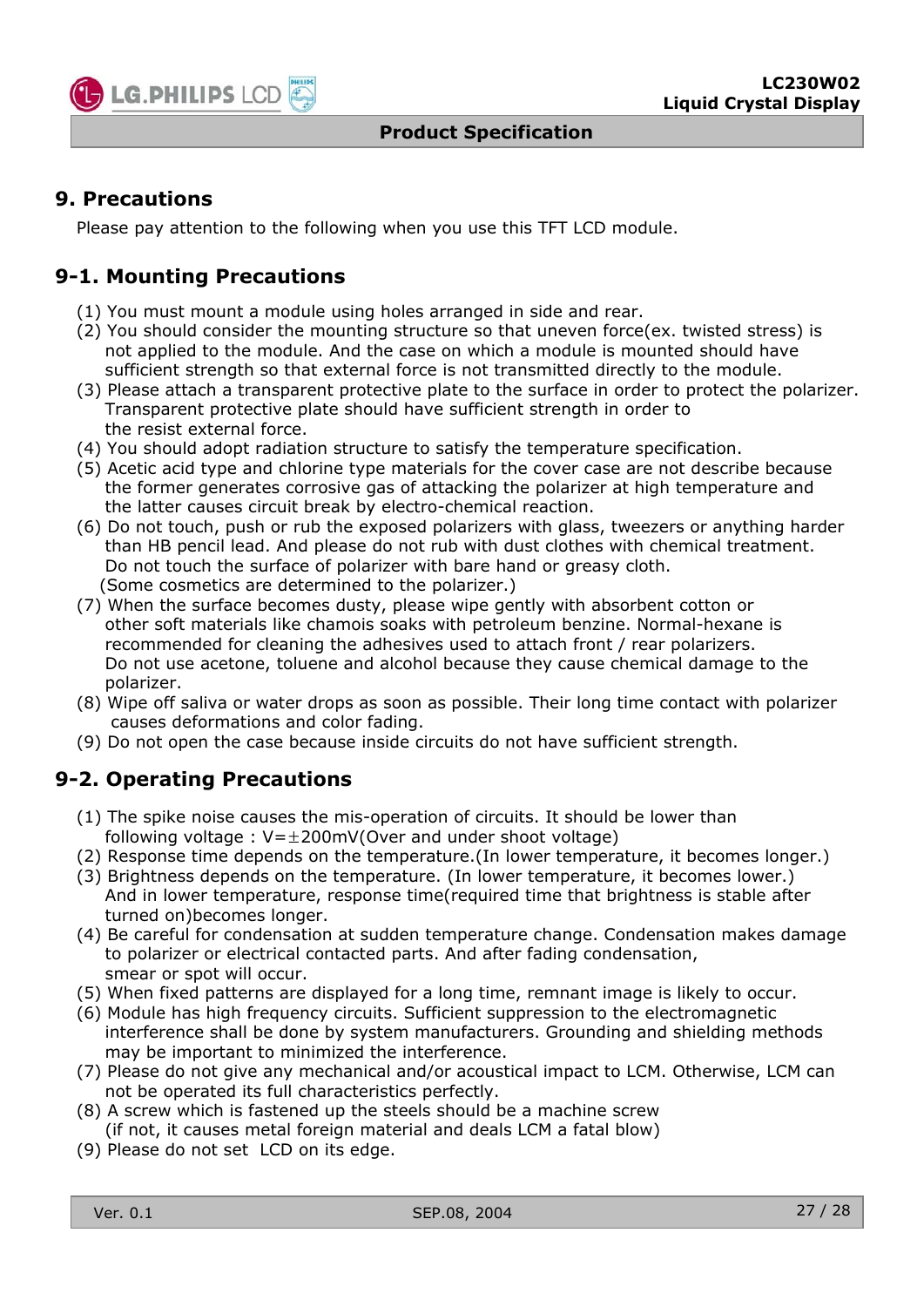# 9. Precautions

Please pay attention to the following when you use this TFT LCD module.

## 9-1. Mounting Precautions

(1) You must mount a module using holes arranged in side and rear.
(2) You should consider the mounting structure so that uneven force(ex. twisted stress) is not applied to the module. And the case on which a module is mounted should have sufficient strength so that external force is not transmitted directly to the module.
(3) Please attach a transparent protective plate to the surface in order to protect the polarizer. Transparent protective plate should have sufficient strength in order to the resist external force.
(4) You should adopt radiation structure to satisfy the temperature specification.
(5) Acetic acid type and chlorine type materials for the cover case are not describe because the former generates corrosive gas of attacking the polarizer at high temperature and the latter causes circuit break by electro-chemical reaction.
(6) Do not touch, push or rub the exposed polarizers with glass, tweezers or anything harder than HB pencil lead. And please do not rub with dust clothes with chemical treatment. Do not touch the surface of polarizer with bare hand or greasy cloth. (Some cosmetics are determined to the polarizer.)
(7) When the surface becomes dusty, please wipe gently with absorbent cotton or other soft materials like chamois soaks with petroleum benzine. Normal-hexane is recommended for cleaning the adhesives used to attach front / rear polarizers. Do not use acetone, toluene and alcohol because they cause chemical damage to the polarizer.
(8) Wipe off saliva or water drops as soon as possible. Their long time contact with polarizer causes deformations and color fading.
(9) Do not open the case because inside circuits do not have sufficient strength.

## 9-2. Operating Precautions

(1) The spike noise causes the mis-operation of circuits. It should be lower than following voltage : V=±200mV(Over and under shoot voltage)
(2) Response time depends on the temperature.(In lower temperature, it becomes longer.)
(3) Brightness depends on the temperature. (In lower temperature, it becomes lower.) And in lower temperature, response time(required time that brightness is stable after turned on)becomes longer.
(4) Be careful for condensation at sudden temperature change. Condensation makes damage to polarizer or electrical contacted parts. And after fading condensation, smear or spot will occur.
(5) When fixed patterns are displayed for a long time, remnant image is likely to occur.
(6) Module has high frequency circuits. Sufficient suppression to the electromagnetic interference shall be done by system manufacturers. Grounding and shielding methods may be important to minimized the interference.
(7) Please do not give any mechanical and/or acoustical impact to LCM. Otherwise, LCM can not be operated its full characteristics perfectly.
(8) A screw which is fastened up the steels should be a machine screw (if not, it causes metal foreign material and deals LCM a fatal blow)
(9) Please do not set LCD on its edge.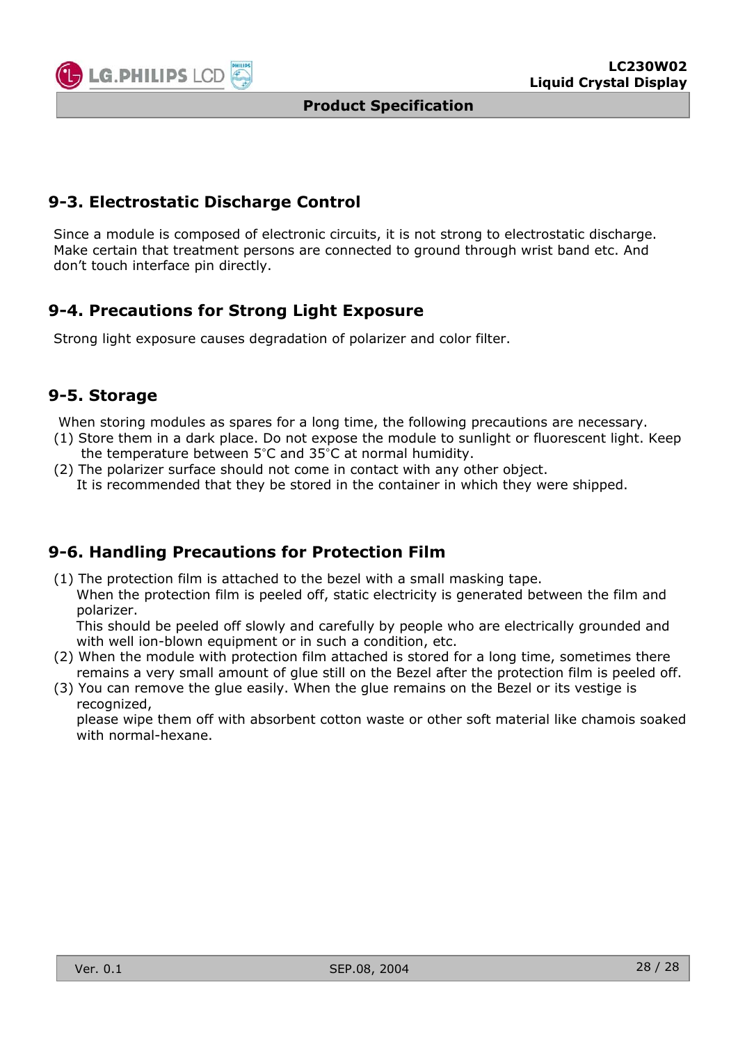## 9-3. Electrostatic Discharge Control

Since a module is composed of electronic circuits, it is not strong to electrostatic discharge. Make certain that treatment persons are connected to ground through wrist band etc. And don't touch interface pin directly.

## 9-4. Precautions for Strong Light Exposure

Strong light exposure causes degradation of polarizer and color filter.

## 9-5. Storage

When storing modules as spares for a long time, the following precautions are necessary.

(1) Store them in a dark place. Do not expose the module to sunlight or fluorescent light. Keep the temperature between 5°C and 35°C at normal humidity.

(2) The polarizer surface should not come in contact with any other object. It is recommended that they be stored in the container in which they were shipped.

## 9-6. Handling Precautions for Protection Film

(1) The protection film is attached to the bezel with a small masking tape. When the protection film is peeled off, static electricity is generated between the film and polarizer. This should be peeled off slowly and carefully by people who are electrically grounded and with well ion-blown equipment or in such a condition, etc.

(2) When the module with protection film attached is stored for a long time, sometimes there remains a very small amount of glue still on the Bezel after the protection film is peeled off.

(3) You can remove the glue easily. When the glue remains on the Bezel or its vestige is recognized, please wipe them off with absorbent cotton waste or other soft material like chamois soaked with normal-hexane.